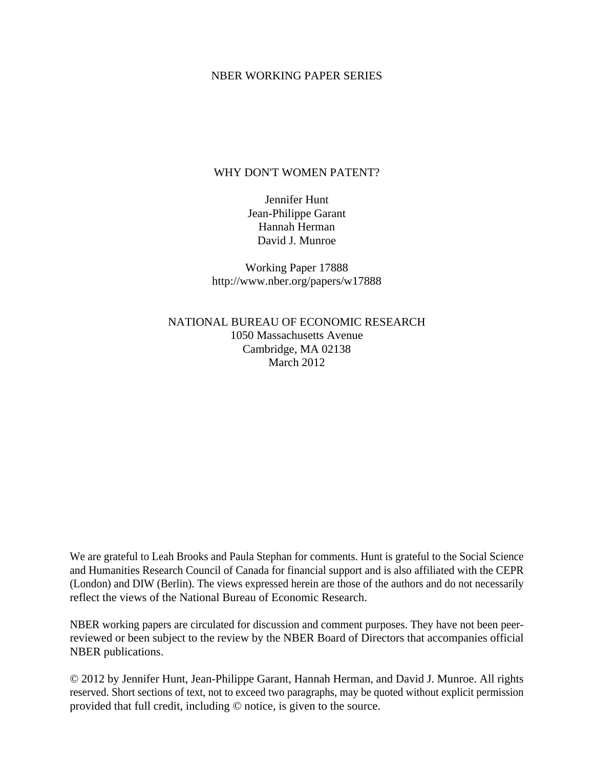NBER WORKING PAPER SERIES

# WHY DON'T WOMEN PATENT?

Jennifer Hunt
Jean-Philippe Garant
Hannah Herman
David J. Munroe

Working Paper 17888
http://www.nber.org/papers/w17888

NATIONAL BUREAU OF ECONOMIC RESEARCH
1050 Massachusetts Avenue
Cambridge, MA 02138
March 2012

We are grateful to Leah Brooks and Paula Stephan for comments. Hunt is grateful to the Social Science and Humanities Research Council of Canada for financial support and is also affiliated with the CEPR (London) and DIW (Berlin). The views expressed herein are those of the authors and do not necessarily reflect the views of the National Bureau of Economic Research.

NBER working papers are circulated for discussion and comment purposes. They have not been peer-reviewed or been subject to the review by the NBER Board of Directors that accompanies official NBER publications.

© 2012 by Jennifer Hunt, Jean-Philippe Garant, Hannah Herman, and David J. Munroe. All rights reserved. Short sections of text, not to exceed two paragraphs, may be quoted without explicit permission provided that full credit, including © notice, is given to the source.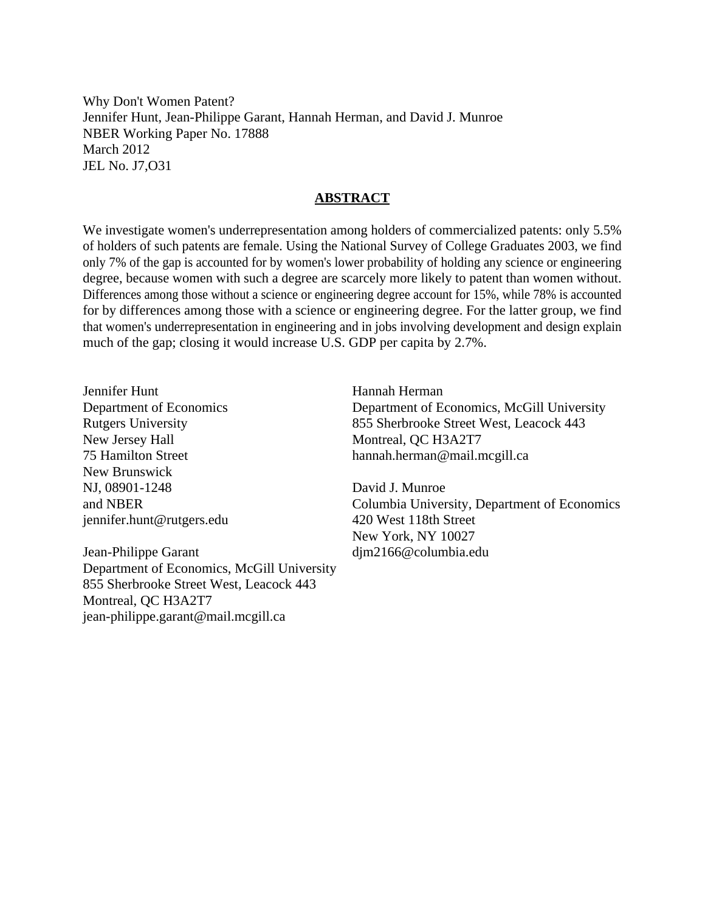Why Don't Women Patent?
Jennifer Hunt, Jean-Philippe Garant, Hannah Herman, and David J. Munroe
NBER Working Paper No. 17888
March 2012
JEL No. J7,O31

## ABSTRACT

We investigate women's underrepresentation among holders of commercialized patents: only 5.5% of holders of such patents are female. Using the National Survey of College Graduates 2003, we find only 7% of the gap is accounted for by women's lower probability of holding any science or engineering degree, because women with such a degree are scarcely more likely to patent than women without. Differences among those without a science or engineering degree account for 15%, while 78% is accounted for by differences among those with a science or engineering degree. For the latter group, we find that women's underrepresentation in engineering and in jobs involving development and design explain much of the gap; closing it would increase U.S. GDP per capita by 2.7%.

Jennifer Hunt
Department of Economics
Rutgers University
New Jersey Hall
75 Hamilton Street
New Brunswick
NJ, 08901-1248
and NBER
jennifer.hunt@rutgers.edu

Jean-Philippe Garant
Department of Economics, McGill University
855 Sherbrooke Street West, Leacock 443
Montreal, QC H3A2T7
jean-philippe.garant@mail.mcgill.ca

Hannah Herman
Department of Economics, McGill University
855 Sherbrooke Street West, Leacock 443
Montreal, QC H3A2T7
hannah.herman@mail.mcgill.ca

David J. Munroe
Columbia University, Department of Economics
420 West 118th Street
New York, NY 10027
djm2166@columbia.edu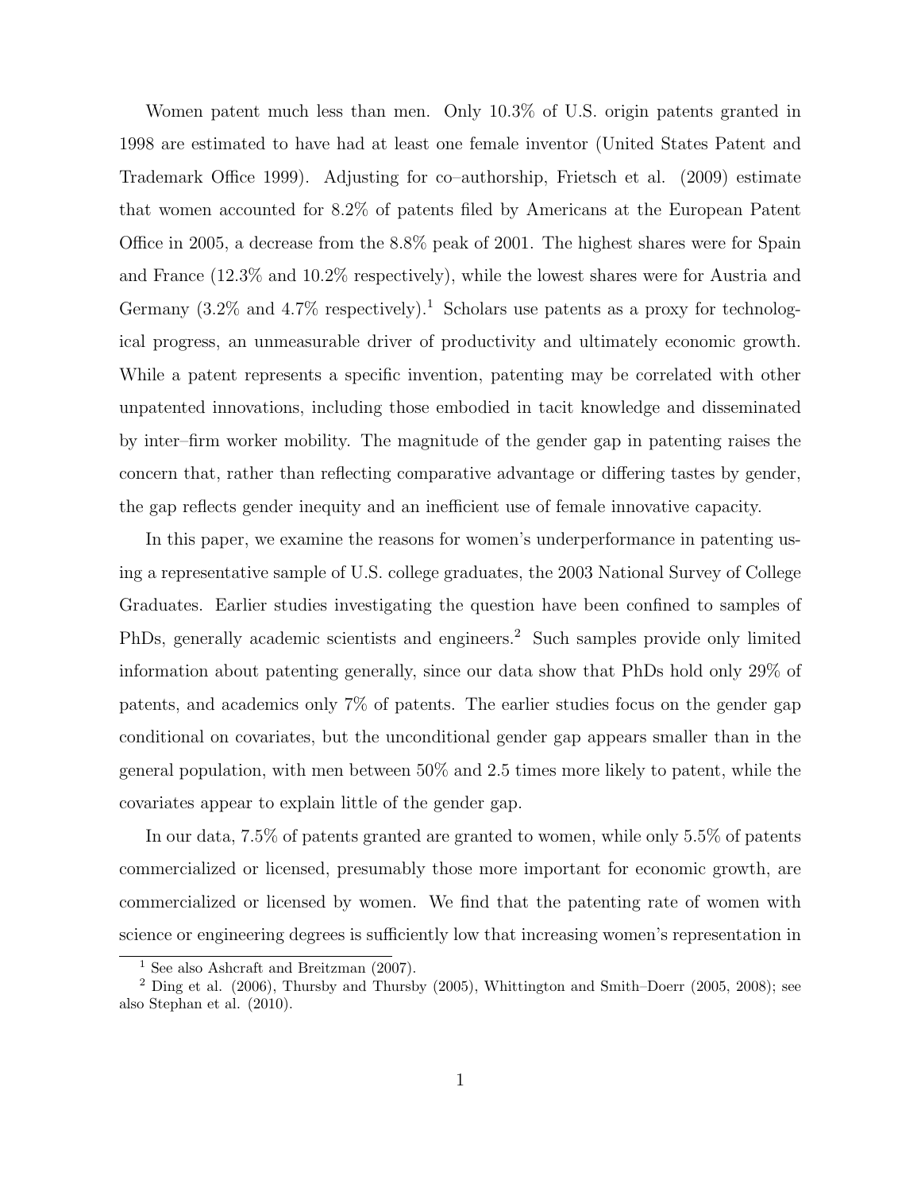Women patent much less than men. Only 10.3% of U.S. origin patents granted in 1998 are estimated to have had at least one female inventor (United States Patent and Trademark Office 1999). Adjusting for co–authorship, Frietsch et al. (2009) estimate that women accounted for 8.2% of patents filed by Americans at the European Patent Office in 2005, a decrease from the 8.8% peak of 2001. The highest shares were for Spain and France (12.3% and 10.2% respectively), while the lowest shares were for Austria and Germany (3.2% and 4.7% respectively).[1] Scholars use patents as a proxy for technological progress, an unmeasurable driver of productivity and ultimately economic growth. While a patent represents a specific invention, patenting may be correlated with other unpatented innovations, including those embodied in tacit knowledge and disseminated by inter–firm worker mobility. The magnitude of the gender gap in patenting raises the concern that, rather than reflecting comparative advantage or differing tastes by gender, the gap reflects gender inequity and an inefficient use of female innovative capacity.

In this paper, we examine the reasons for women's underperformance in patenting using a representative sample of U.S. college graduates, the 2003 National Survey of College Graduates. Earlier studies investigating the question have been confined to samples of PhDs, generally academic scientists and engineers.[2] Such samples provide only limited information about patenting generally, since our data show that PhDs hold only 29% of patents, and academics only 7% of patents. The earlier studies focus on the gender gap conditional on covariates, but the unconditional gender gap appears smaller than in the general population, with men between 50% and 2.5 times more likely to patent, while the covariates appear to explain little of the gender gap.

In our data, 7.5% of patents granted are granted to women, while only 5.5% of patents commercialized or licensed, presumably those more important for economic growth, are commercialized or licensed by women. We find that the patenting rate of women with science or engineering degrees is sufficiently low that increasing women's representation in

[1] See also Ashcraft and Breitzman (2007).

[2] Ding et al. (2006), Thursby and Thursby (2005), Whittington and Smith–Doerr (2005, 2008); see also Stephan et al. (2010).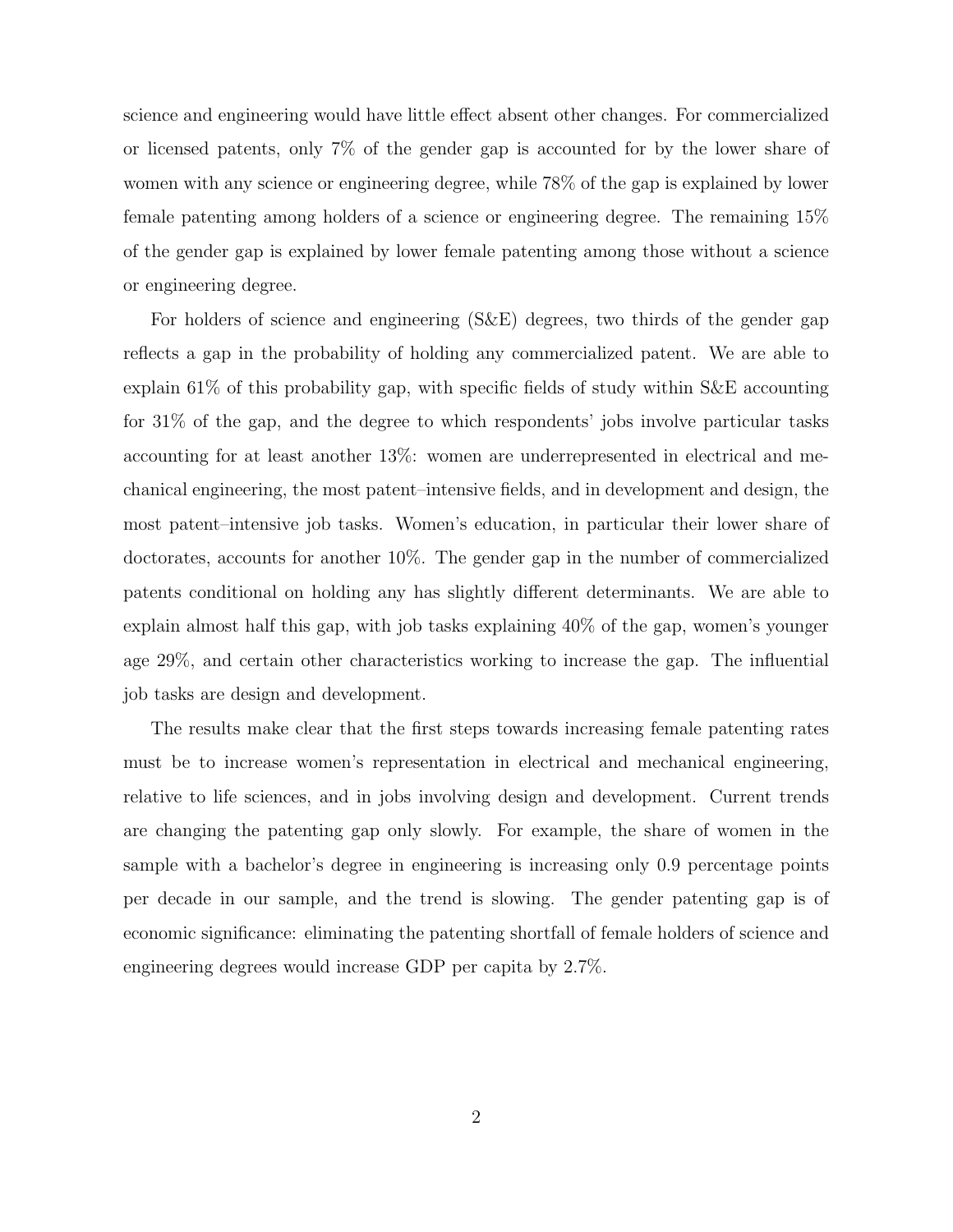science and engineering would have little effect absent other changes. For commercialized or licensed patents, only 7% of the gender gap is accounted for by the lower share of women with any science or engineering degree, while 78% of the gap is explained by lower female patenting among holders of a science or engineering degree. The remaining 15% of the gender gap is explained by lower female patenting among those without a science or engineering degree.

For holders of science and engineering (S&E) degrees, two thirds of the gender gap reflects a gap in the probability of holding any commercialized patent. We are able to explain 61% of this probability gap, with specific fields of study within S&E accounting for 31% of the gap, and the degree to which respondents' jobs involve particular tasks accounting for at least another 13%: women are underrepresented in electrical and mechanical engineering, the most patent–intensive fields, and in development and design, the most patent–intensive job tasks. Women's education, in particular their lower share of doctorates, accounts for another 10%. The gender gap in the number of commercialized patents conditional on holding any has slightly different determinants. We are able to explain almost half this gap, with job tasks explaining 40% of the gap, women's younger age 29%, and certain other characteristics working to increase the gap. The influential job tasks are design and development.

The results make clear that the first steps towards increasing female patenting rates must be to increase women's representation in electrical and mechanical engineering, relative to life sciences, and in jobs involving design and development. Current trends are changing the patenting gap only slowly. For example, the share of women in the sample with a bachelor's degree in engineering is increasing only 0.9 percentage points per decade in our sample, and the trend is slowing. The gender patenting gap is of economic significance: eliminating the patenting shortfall of female holders of science and engineering degrees would increase GDP per capita by 2.7%.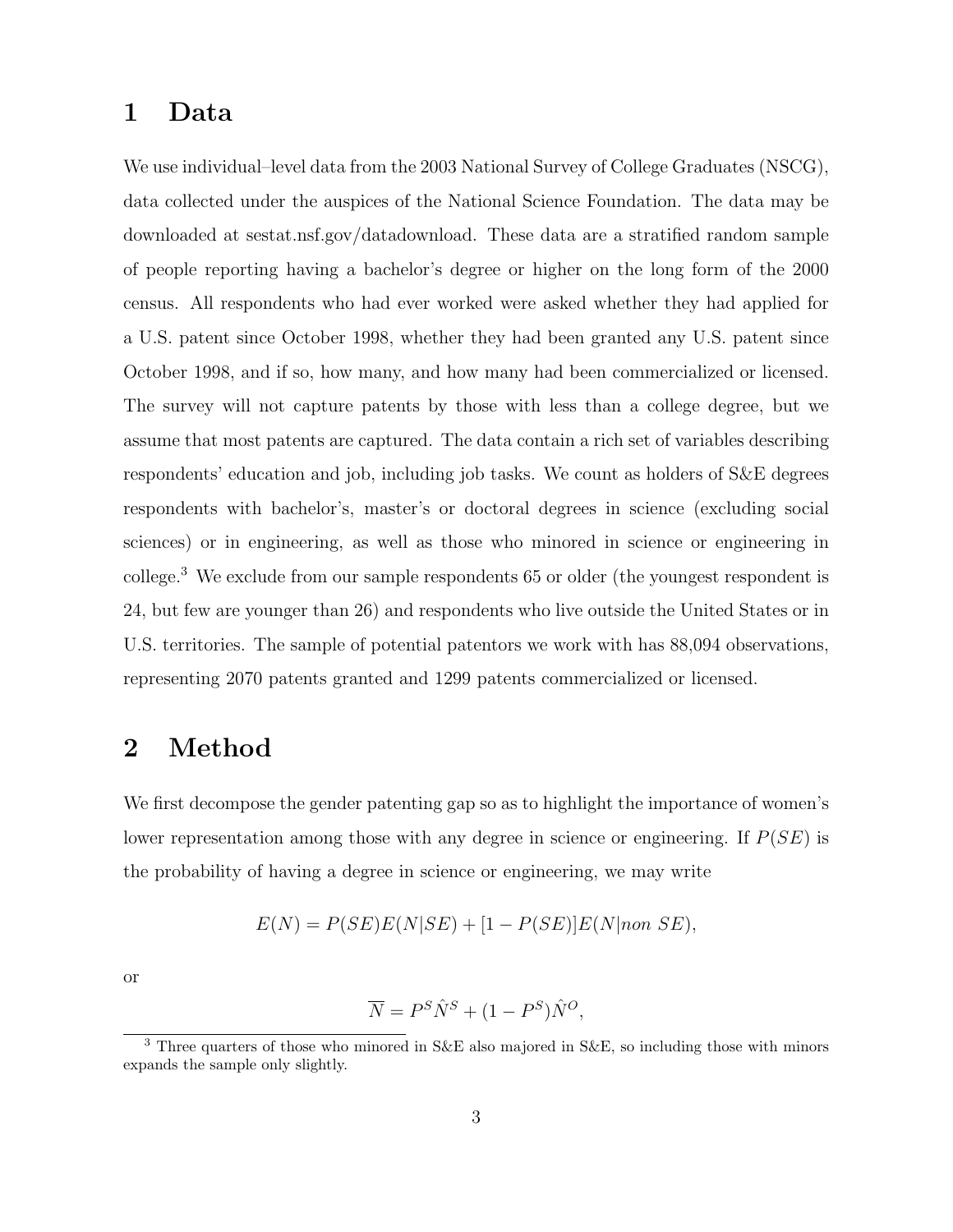# 1 Data

We use individual–level data from the 2003 National Survey of College Graduates (NSCG), data collected under the auspices of the National Science Foundation. The data may be downloaded at sestat.nsf.gov/datadownload. These data are a stratified random sample of people reporting having a bachelor's degree or higher on the long form of the 2000 census. All respondents who had ever worked were asked whether they had applied for a U.S. patent since October 1998, whether they had been granted any U.S. patent since October 1998, and if so, how many, and how many had been commercialized or licensed. The survey will not capture patents by those with less than a college degree, but we assume that most patents are captured. The data contain a rich set of variables describing respondents' education and job, including job tasks. We count as holders of S&E degrees respondents with bachelor's, master's or doctoral degrees in science (excluding social sciences) or in engineering, as well as those who minored in science or engineering in college.[3] We exclude from our sample respondents 65 or older (the youngest respondent is 24, but few are younger than 26) and respondents who live outside the United States or in U.S. territories. The sample of potential patentors we work with has 88,094 observations, representing 2070 patents granted and 1299 patents commercialized or licensed.

# 2 Method

We first decompose the gender patenting gap so as to highlight the importance of women's lower representation among those with any degree in science or engineering. If $P(SE)$ is the probability of having a degree in science or engineering, we may write

$$E(N) = P(SE)E(N|SE) + [1 - P(SE)]E(N|non\ SE),$$

or

$$\overline{N} = P^S \hat{N}^S + (1 - P^S)\hat{N}^O,$$

[3] Three quarters of those who minored in S&E also majored in S&E, so including those with minors expands the sample only slightly.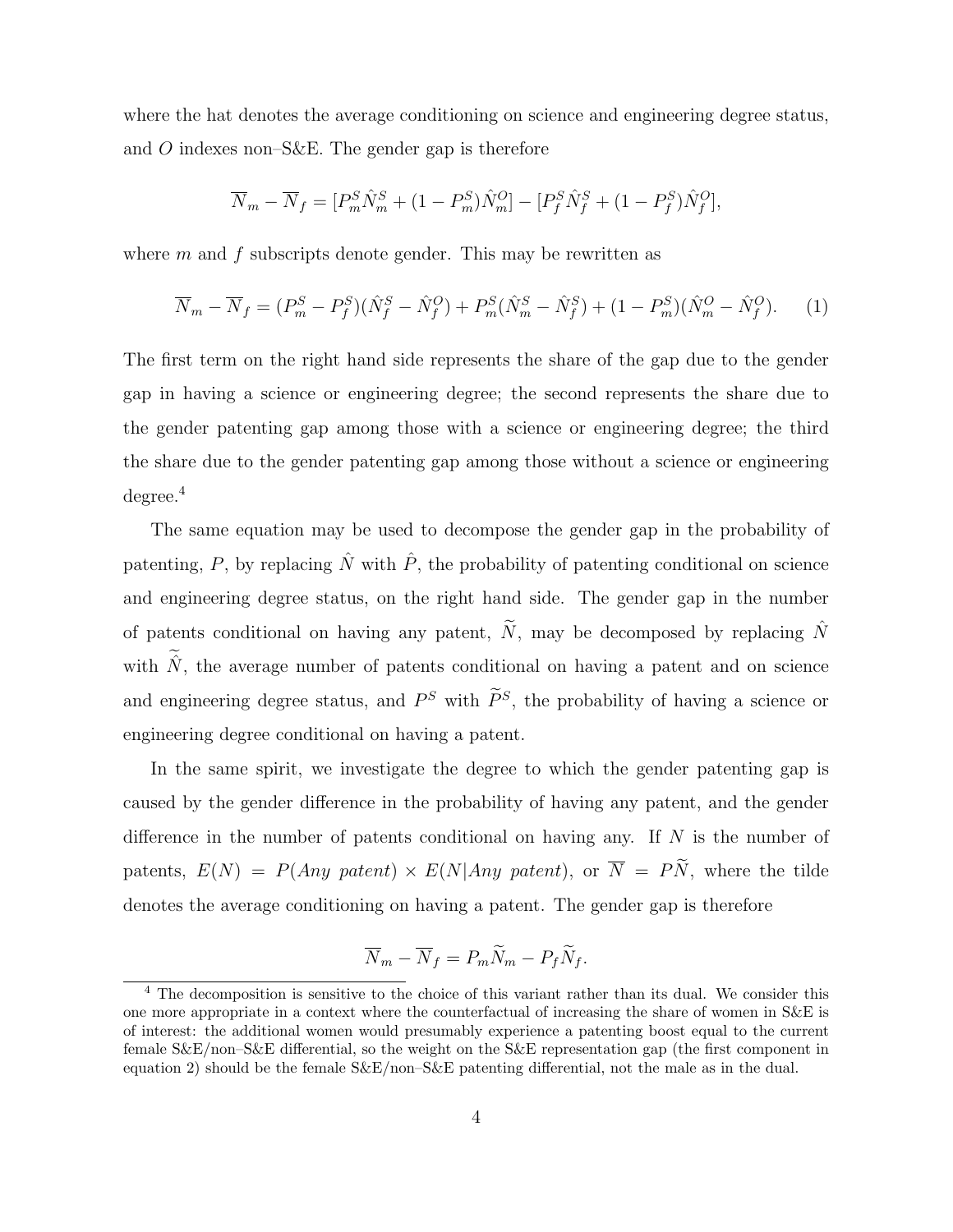where the hat denotes the average conditioning on science and engineering degree status, and $O$ indexes non–S&E. The gender gap is therefore

$$\overline{N}_m - \overline{N}_f = [P^S_m \hat{N}^S_m + (1 - P^S_m)\hat{N}^O_m] - [P^S_f \hat{N}^S_f + (1 - P^S_f)\hat{N}^O_f],$$

where $m$ and $f$ subscripts denote gender. This may be rewritten as

$$\overline{N}_m - \overline{N}_f = (P^S_m - P^S_f)(\hat{N}^S_f - \hat{N}^O_f) + P^S_m(\hat{N}^S_m - \hat{N}^S_f) + (1 - P^S_m)(\hat{N}^O_m - \hat{N}^O_f). \quad (1)$$

The first term on the right hand side represents the share of the gap due to the gender gap in having a science or engineering degree; the second represents the share due to the gender patenting gap among those with a science or engineering degree; the third the share due to the gender patenting gap among those without a science or engineering degree.[4]

The same equation may be used to decompose the gender gap in the probability of patenting, $P$, by replacing $\hat{N}$ with $\hat{P}$, the probability of patenting conditional on science and engineering degree status, on the right hand side. The gender gap in the number of patents conditional on having any patent, $\widetilde{N}$, may be decomposed by replacing $\hat{N}$ with $\widetilde{\hat{N}}$, the average number of patents conditional on having a patent and on science and engineering degree status, and $P^S$ with $\widetilde{P}^S$, the probability of having a science or engineering degree conditional on having a patent.

In the same spirit, we investigate the degree to which the gender patenting gap is caused by the gender difference in the probability of having any patent, and the gender difference in the number of patents conditional on having any. If $N$ is the number of patents, $E(N) = P(Any\ patent) \times E(N|Any\ patent)$, or $\overline{N} = P\widetilde{N}$, where the tilde denotes the average conditioning on having a patent. The gender gap is therefore

$$\overline{N}_m - \overline{N}_f = P_m\widetilde{N}_m - P_f\widetilde{N}_f.$$

[4] The decomposition is sensitive to the choice of this variant rather than its dual. We consider this one more appropriate in a context where the counterfactual of increasing the share of women in S&E is of interest: the additional women would presumably experience a patenting boost equal to the current female S&E/non–S&E differential, so the weight on the S&E representation gap (the first component in equation 2) should be the female S&E/non–S&E patenting differential, not the male as in the dual.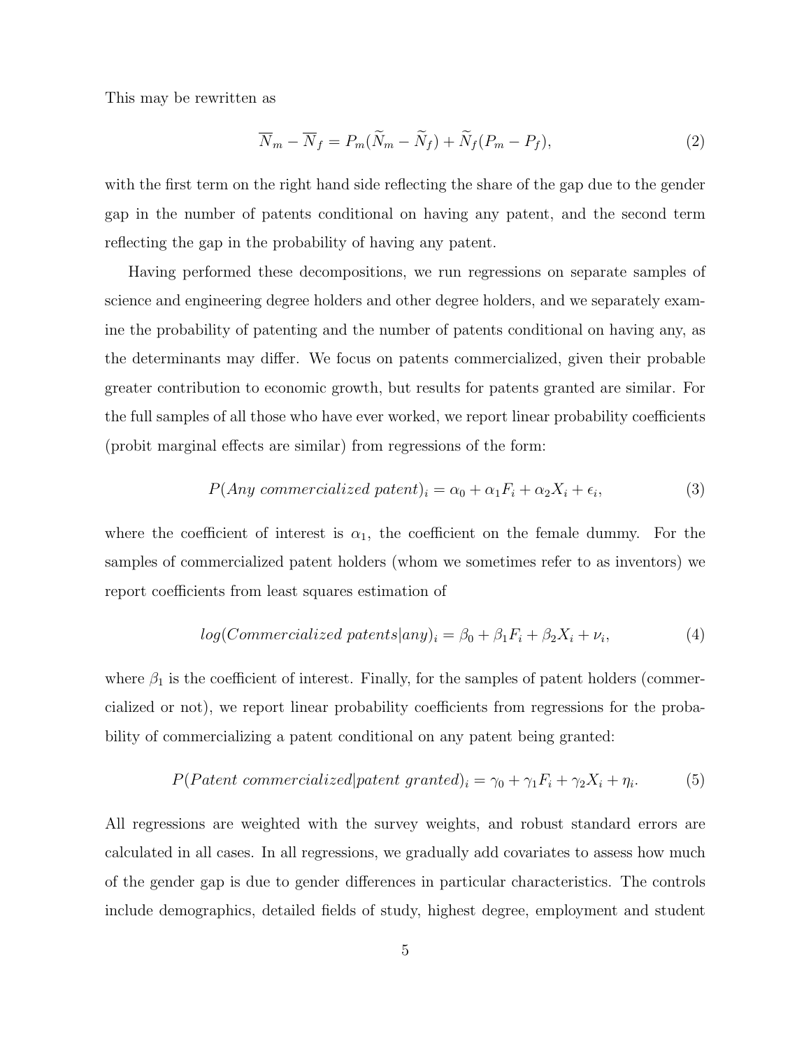This may be rewritten as

$$\overline{N}_m - \overline{N}_f = P_m(\widetilde{N}_m - \widetilde{N}_f) + \widetilde{N}_f(P_m - P_f), \tag{2}$$

with the first term on the right hand side reflecting the share of the gap due to the gender gap in the number of patents conditional on having any patent, and the second term reflecting the gap in the probability of having any patent.

Having performed these decompositions, we run regressions on separate samples of science and engineering degree holders and other degree holders, and we separately examine the probability of patenting and the number of patents conditional on having any, as the determinants may differ. We focus on patents commercialized, given their probable greater contribution to economic growth, but results for patents granted are similar. For the full samples of all those who have ever worked, we report linear probability coefficients (probit marginal effects are similar) from regressions of the form:

$$P(Any\ commercialized\ patent)_i = \alpha_0 + \alpha_1 F_i + \alpha_2 X_i + \epsilon_i, \tag{3}$$

where the coefficient of interest is $\alpha_1$, the coefficient on the female dummy. For the samples of commercialized patent holders (whom we sometimes refer to as inventors) we report coefficients from least squares estimation of

$$log(Commercialized\ patents|any)_i = \beta_0 + \beta_1 F_i + \beta_2 X_i + \nu_i, \tag{4}$$

where $\beta_1$ is the coefficient of interest. Finally, for the samples of patent holders (commercialized or not), we report linear probability coefficients from regressions for the probability of commercializing a patent conditional on any patent being granted:

$$P(Patent\ commercialized|patent\ granted)_i = \gamma_0 + \gamma_1 F_i + \gamma_2 X_i + \eta_i. \tag{5}$$

All regressions are weighted with the survey weights, and robust standard errors are calculated in all cases. In all regressions, we gradually add covariates to assess how much of the gender gap is due to gender differences in particular characteristics. The controls include demographics, detailed fields of study, highest degree, employment and student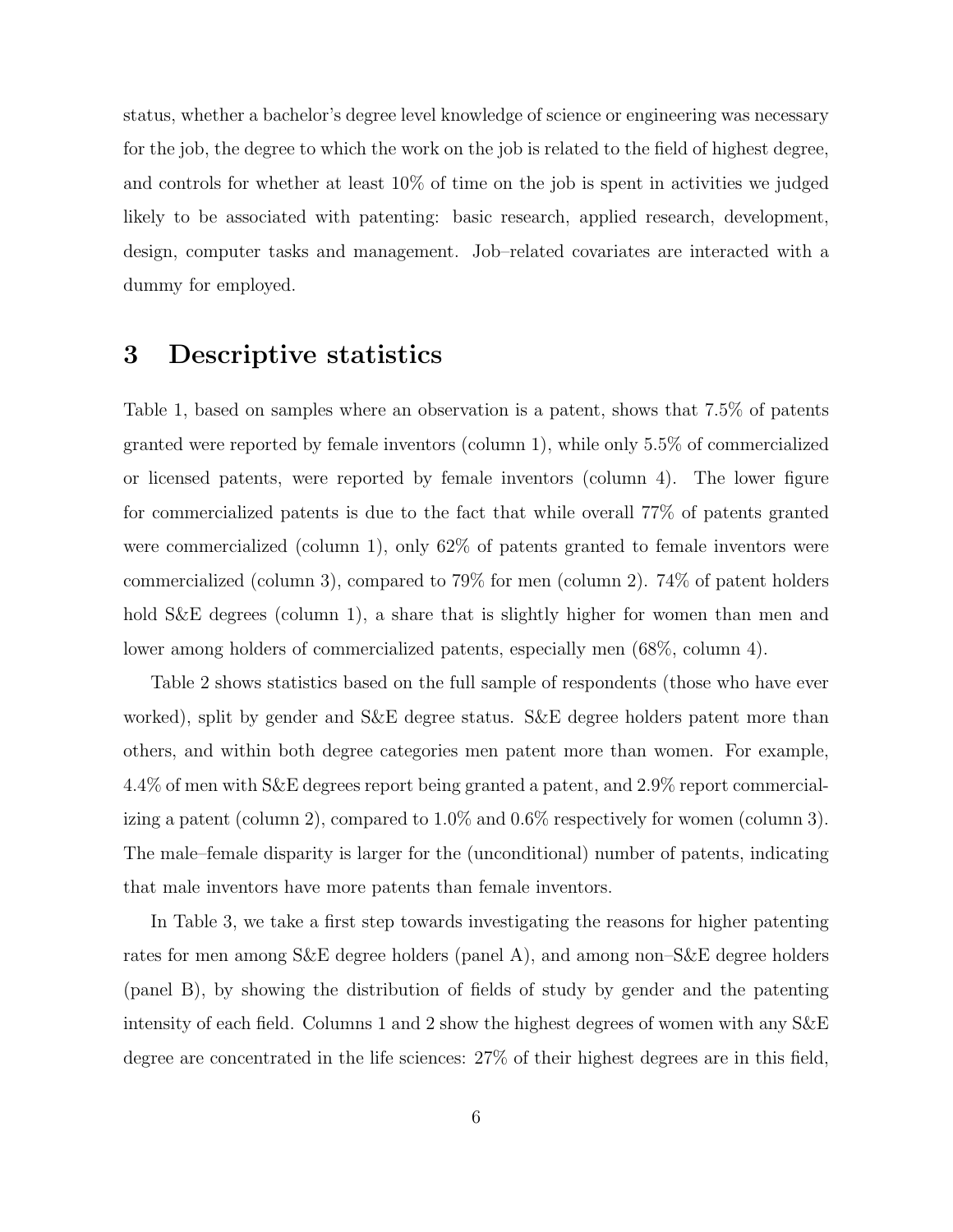status, whether a bachelor's degree level knowledge of science or engineering was necessary for the job, the degree to which the work on the job is related to the field of highest degree, and controls for whether at least 10% of time on the job is spent in activities we judged likely to be associated with patenting: basic research, applied research, development, design, computer tasks and management. Job–related covariates are interacted with a dummy for employed.

# 3 Descriptive statistics

Table 1, based on samples where an observation is a patent, shows that 7.5% of patents granted were reported by female inventors (column 1), while only 5.5% of commercialized or licensed patents, were reported by female inventors (column 4). The lower figure for commercialized patents is due to the fact that while overall 77% of patents granted were commercialized (column 1), only 62% of patents granted to female inventors were commercialized (column 3), compared to 79% for men (column 2). 74% of patent holders hold S&E degrees (column 1), a share that is slightly higher for women than men and lower among holders of commercialized patents, especially men (68%, column 4).

Table 2 shows statistics based on the full sample of respondents (those who have ever worked), split by gender and S&E degree status. S&E degree holders patent more than others, and within both degree categories men patent more than women. For example, 4.4% of men with S&E degrees report being granted a patent, and 2.9% report commercializing a patent (column 2), compared to 1.0% and 0.6% respectively for women (column 3). The male–female disparity is larger for the (unconditional) number of patents, indicating that male inventors have more patents than female inventors.

In Table 3, we take a first step towards investigating the reasons for higher patenting rates for men among S&E degree holders (panel A), and among non–S&E degree holders (panel B), by showing the distribution of fields of study by gender and the patenting intensity of each field. Columns 1 and 2 show the highest degrees of women with any S&E degree are concentrated in the life sciences: 27% of their highest degrees are in this field,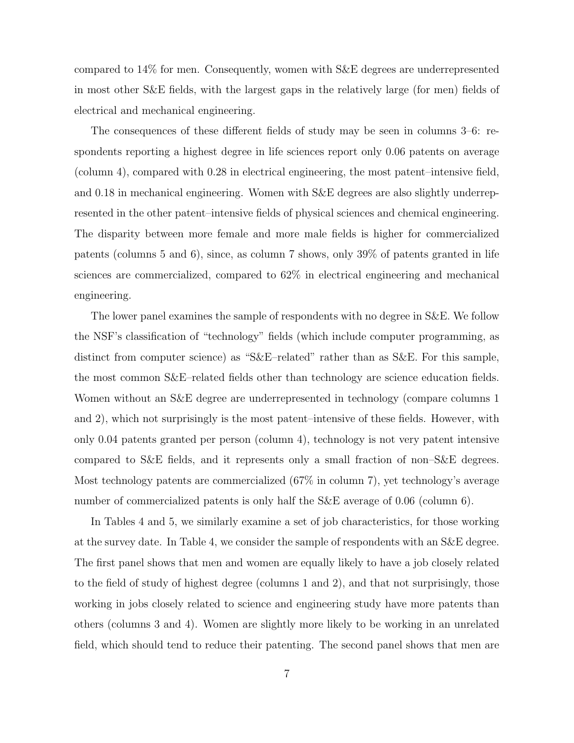compared to 14% for men. Consequently, women with S&E degrees are underrepresented in most other S&E fields, with the largest gaps in the relatively large (for men) fields of electrical and mechanical engineering.

The consequences of these different fields of study may be seen in columns 3–6: respondents reporting a highest degree in life sciences report only 0.06 patents on average (column 4), compared with 0.28 in electrical engineering, the most patent–intensive field, and 0.18 in mechanical engineering. Women with S&E degrees are also slightly underrepresented in the other patent–intensive fields of physical sciences and chemical engineering. The disparity between more female and more male fields is higher for commercialized patents (columns 5 and 6), since, as column 7 shows, only 39% of patents granted in life sciences are commercialized, compared to 62% in electrical engineering and mechanical engineering.

The lower panel examines the sample of respondents with no degree in S&E. We follow the NSF's classification of "technology" fields (which include computer programming, as distinct from computer science) as "S&E–related" rather than as S&E. For this sample, the most common S&E–related fields other than technology are science education fields. Women without an S&E degree are underrepresented in technology (compare columns 1 and 2), which not surprisingly is the most patent–intensive of these fields. However, with only 0.04 patents granted per person (column 4), technology is not very patent intensive compared to S&E fields, and it represents only a small fraction of non–S&E degrees. Most technology patents are commercialized (67% in column 7), yet technology's average number of commercialized patents is only half the S&E average of 0.06 (column 6).

In Tables 4 and 5, we similarly examine a set of job characteristics, for those working at the survey date. In Table 4, we consider the sample of respondents with an S&E degree. The first panel shows that men and women are equally likely to have a job closely related to the field of study of highest degree (columns 1 and 2), and that not surprisingly, those working in jobs closely related to science and engineering study have more patents than others (columns 3 and 4). Women are slightly more likely to be working in an unrelated field, which should tend to reduce their patenting. The second panel shows that men are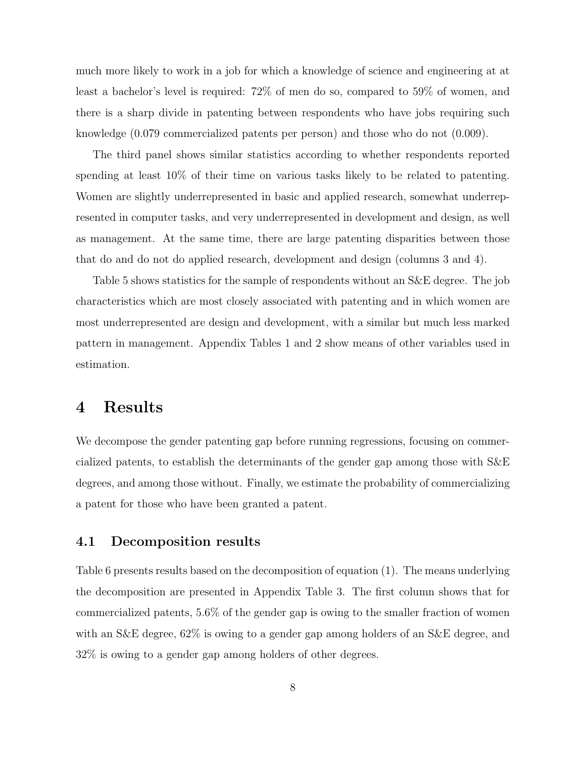much more likely to work in a job for which a knowledge of science and engineering at at least a bachelor's level is required: 72% of men do so, compared to 59% of women, and there is a sharp divide in patenting between respondents who have jobs requiring such knowledge (0.079 commercialized patents per person) and those who do not (0.009).

The third panel shows similar statistics according to whether respondents reported spending at least 10% of their time on various tasks likely to be related to patenting. Women are slightly underrepresented in basic and applied research, somewhat underrepresented in computer tasks, and very underrepresented in development and design, as well as management. At the same time, there are large patenting disparities between those that do and do not do applied research, development and design (columns 3 and 4).

Table 5 shows statistics for the sample of respondents without an S&E degree. The job characteristics which are most closely associated with patenting and in which women are most underrepresented are design and development, with a similar but much less marked pattern in management. Appendix Tables 1 and 2 show means of other variables used in estimation.

# 4 Results

We decompose the gender patenting gap before running regressions, focusing on commercialized patents, to establish the determinants of the gender gap among those with S&E degrees, and among those without. Finally, we estimate the probability of commercializing a patent for those who have been granted a patent.

## 4.1 Decomposition results

Table 6 presents results based on the decomposition of equation (1). The means underlying the decomposition are presented in Appendix Table 3. The first column shows that for commercialized patents, 5.6% of the gender gap is owing to the smaller fraction of women with an S&E degree, 62% is owing to a gender gap among holders of an S&E degree, and 32% is owing to a gender gap among holders of other degrees.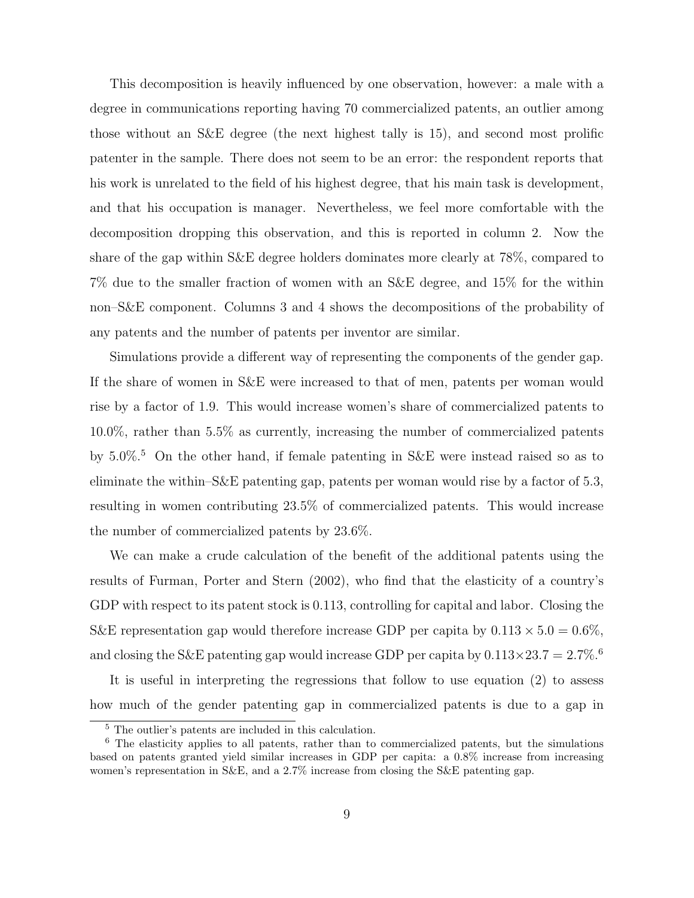This decomposition is heavily influenced by one observation, however: a male with a degree in communications reporting having 70 commercialized patents, an outlier among those without an S&E degree (the next highest tally is 15), and second most prolific patenter in the sample. There does not seem to be an error: the respondent reports that his work is unrelated to the field of his highest degree, that his main task is development, and that his occupation is manager. Nevertheless, we feel more comfortable with the decomposition dropping this observation, and this is reported in column 2. Now the share of the gap within S&E degree holders dominates more clearly at 78%, compared to 7% due to the smaller fraction of women with an S&E degree, and 15% for the within non–S&E component. Columns 3 and 4 shows the decompositions of the probability of any patents and the number of patents per inventor are similar.

Simulations provide a different way of representing the components of the gender gap. If the share of women in S&E were increased to that of men, patents per woman would rise by a factor of 1.9. This would increase women's share of commercialized patents to 10.0%, rather than 5.5% as currently, increasing the number of commercialized patents by 5.0%.[5] On the other hand, if female patenting in S&E were instead raised so as to eliminate the within–S&E patenting gap, patents per woman would rise by a factor of 5.3, resulting in women contributing 23.5% of commercialized patents. This would increase the number of commercialized patents by 23.6%.

We can make a crude calculation of the benefit of the additional patents using the results of Furman, Porter and Stern (2002), who find that the elasticity of a country's GDP with respect to its patent stock is 0.113, controlling for capital and labor. Closing the S&E representation gap would therefore increase GDP per capita by $0.113 \times 5.0 = 0.6\%$, and closing the S&E patenting gap would increase GDP per capita by $0.113 \times 23.7 = 2.7\%$.[6]

It is useful in interpreting the regressions that follow to use equation (2) to assess how much of the gender patenting gap in commercialized patents is due to a gap in

[5] The outlier's patents are included in this calculation.

[6] The elasticity applies to all patents, rather than to commercialized patents, but the simulations based on patents granted yield similar increases in GDP per capita: a 0.8% increase from increasing women's representation in S&E, and a 2.7% increase from closing the S&E patenting gap.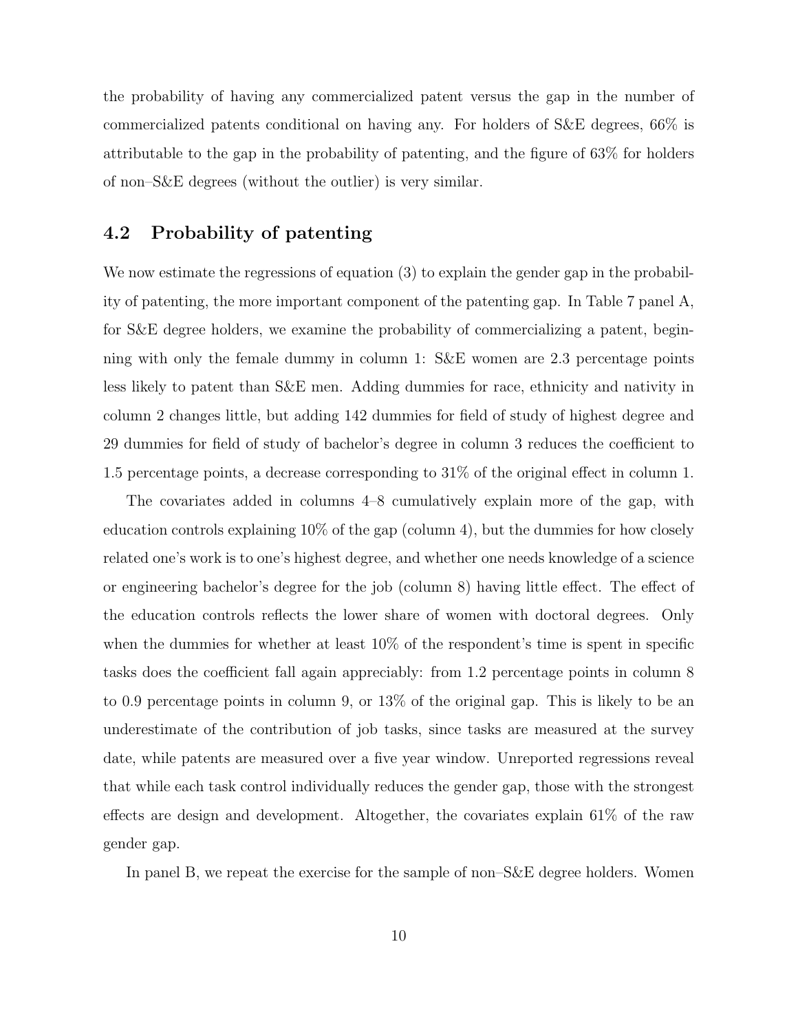the probability of having any commercialized patent versus the gap in the number of commercialized patents conditional on having any. For holders of S&E degrees, 66% is attributable to the gap in the probability of patenting, and the figure of 63% for holders of non–S&E degrees (without the outlier) is very similar.

## 4.2 Probability of patenting

We now estimate the regressions of equation (3) to explain the gender gap in the probability of patenting, the more important component of the patenting gap. In Table 7 panel A, for S&E degree holders, we examine the probability of commercializing a patent, beginning with only the female dummy in column 1: S&E women are 2.3 percentage points less likely to patent than S&E men. Adding dummies for race, ethnicity and nativity in column 2 changes little, but adding 142 dummies for field of study of highest degree and 29 dummies for field of study of bachelor's degree in column 3 reduces the coefficient to 1.5 percentage points, a decrease corresponding to 31% of the original effect in column 1.

The covariates added in columns 4–8 cumulatively explain more of the gap, with education controls explaining 10% of the gap (column 4), but the dummies for how closely related one's work is to one's highest degree, and whether one needs knowledge of a science or engineering bachelor's degree for the job (column 8) having little effect. The effect of the education controls reflects the lower share of women with doctoral degrees. Only when the dummies for whether at least 10% of the respondent's time is spent in specific tasks does the coefficient fall again appreciably: from 1.2 percentage points in column 8 to 0.9 percentage points in column 9, or 13% of the original gap. This is likely to be an underestimate of the contribution of job tasks, since tasks are measured at the survey date, while patents are measured over a five year window. Unreported regressions reveal that while each task control individually reduces the gender gap, those with the strongest effects are design and development. Altogether, the covariates explain 61% of the raw gender gap.

In panel B, we repeat the exercise for the sample of non–S&E degree holders. Women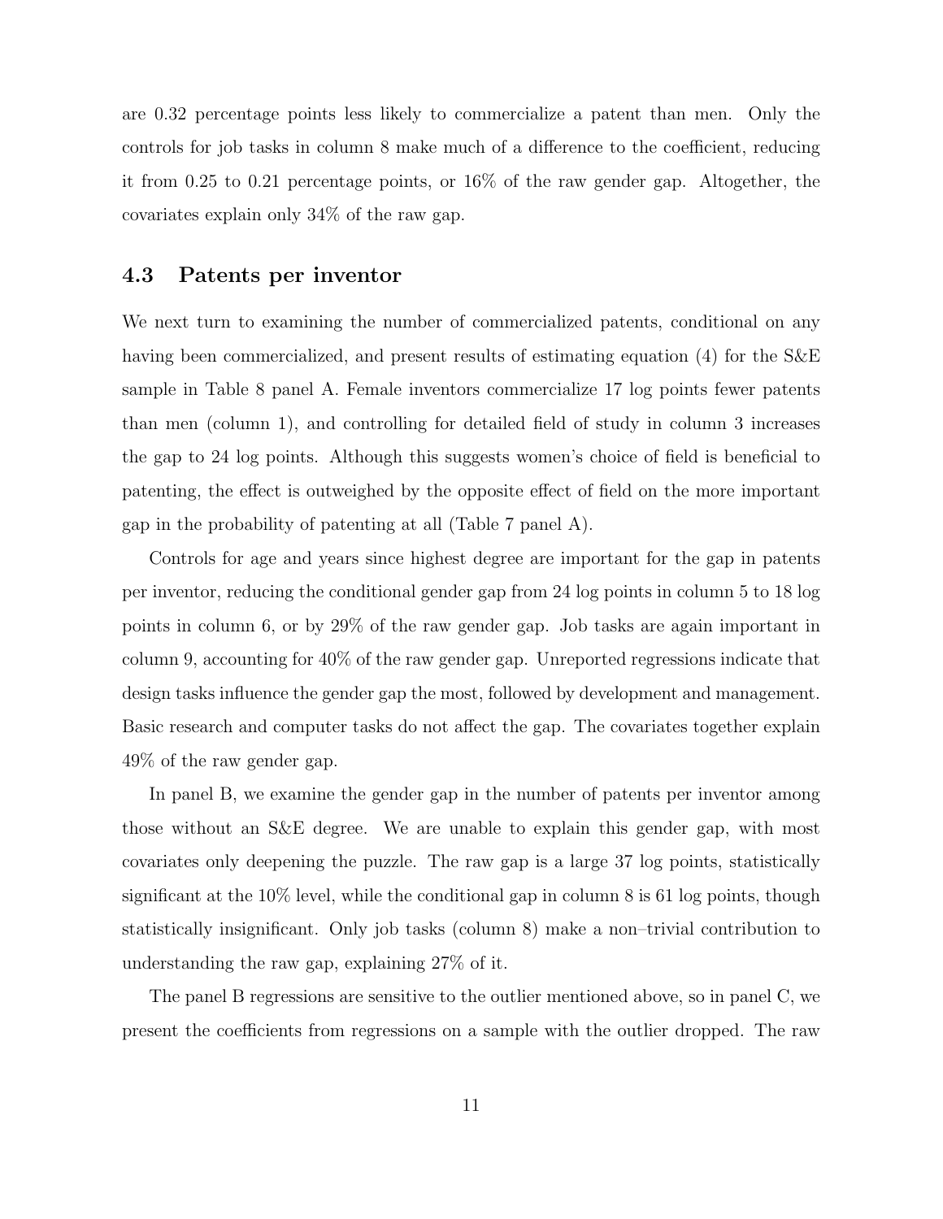are 0.32 percentage points less likely to commercialize a patent than men. Only the controls for job tasks in column 8 make much of a difference to the coefficient, reducing it from 0.25 to 0.21 percentage points, or 16% of the raw gender gap. Altogether, the covariates explain only 34% of the raw gap.

### 4.3 Patents per inventor

We next turn to examining the number of commercialized patents, conditional on any having been commercialized, and present results of estimating equation (4) for the S&E sample in Table 8 panel A. Female inventors commercialize 17 log points fewer patents than men (column 1), and controlling for detailed field of study in column 3 increases the gap to 24 log points. Although this suggests women's choice of field is beneficial to patenting, the effect is outweighed by the opposite effect of field on the more important gap in the probability of patenting at all (Table 7 panel A).

Controls for age and years since highest degree are important for the gap in patents per inventor, reducing the conditional gender gap from 24 log points in column 5 to 18 log points in column 6, or by 29% of the raw gender gap. Job tasks are again important in column 9, accounting for 40% of the raw gender gap. Unreported regressions indicate that design tasks influence the gender gap the most, followed by development and management. Basic research and computer tasks do not affect the gap. The covariates together explain 49% of the raw gender gap.

In panel B, we examine the gender gap in the number of patents per inventor among those without an S&E degree. We are unable to explain this gender gap, with most covariates only deepening the puzzle. The raw gap is a large 37 log points, statistically significant at the 10% level, while the conditional gap in column 8 is 61 log points, though statistically insignificant. Only job tasks (column 8) make a non–trivial contribution to understanding the raw gap, explaining 27% of it.

The panel B regressions are sensitive to the outlier mentioned above, so in panel C, we present the coefficients from regressions on a sample with the outlier dropped. The raw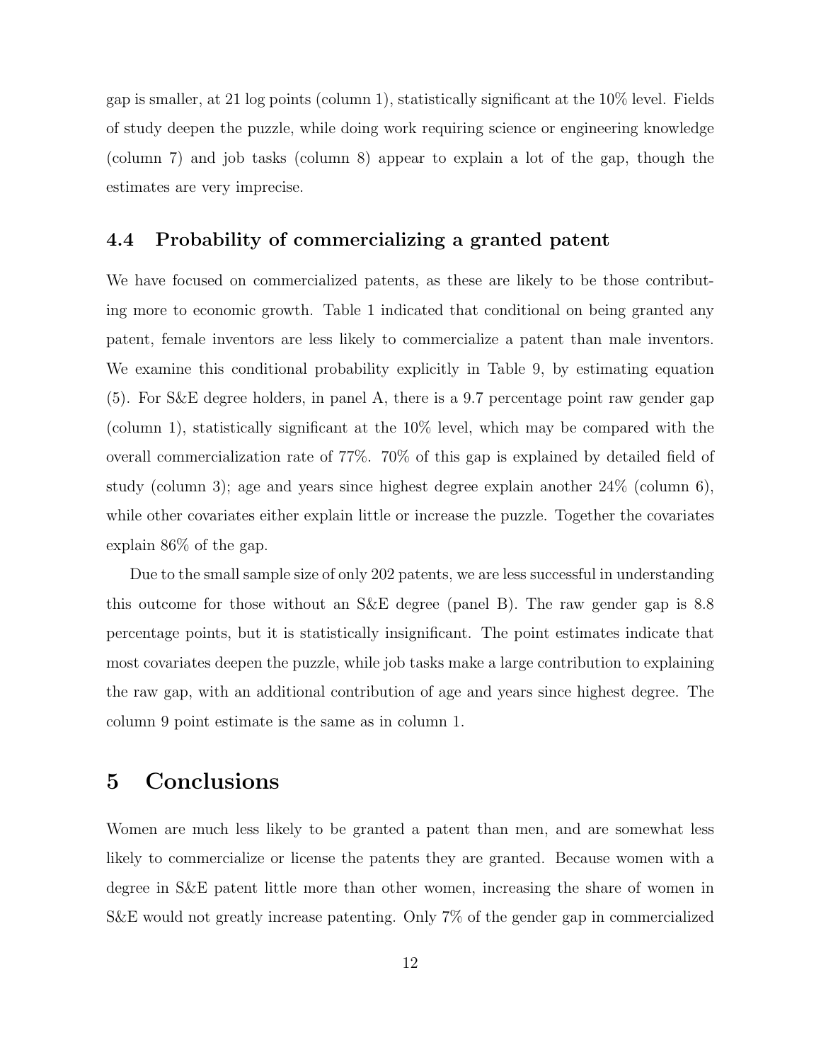gap is smaller, at 21 log points (column 1), statistically significant at the 10% level. Fields of study deepen the puzzle, while doing work requiring science or engineering knowledge (column 7) and job tasks (column 8) appear to explain a lot of the gap, though the estimates are very imprecise.

### 4.4 Probability of commercializing a granted patent

We have focused on commercialized patents, as these are likely to be those contributing more to economic growth. Table 1 indicated that conditional on being granted any patent, female inventors are less likely to commercialize a patent than male inventors. We examine this conditional probability explicitly in Table 9, by estimating equation (5). For S&E degree holders, in panel A, there is a 9.7 percentage point raw gender gap (column 1), statistically significant at the 10% level, which may be compared with the overall commercialization rate of 77%. 70% of this gap is explained by detailed field of study (column 3); age and years since highest degree explain another 24% (column 6), while other covariates either explain little or increase the puzzle. Together the covariates explain 86% of the gap.

Due to the small sample size of only 202 patents, we are less successful in understanding this outcome for those without an S&E degree (panel B). The raw gender gap is 8.8 percentage points, but it is statistically insignificant. The point estimates indicate that most covariates deepen the puzzle, while job tasks make a large contribution to explaining the raw gap, with an additional contribution of age and years since highest degree. The column 9 point estimate is the same as in column 1.

## 5 Conclusions

Women are much less likely to be granted a patent than men, and are somewhat less likely to commercialize or license the patents they are granted. Because women with a degree in S&E patent little more than other women, increasing the share of women in S&E would not greatly increase patenting. Only 7% of the gender gap in commercialized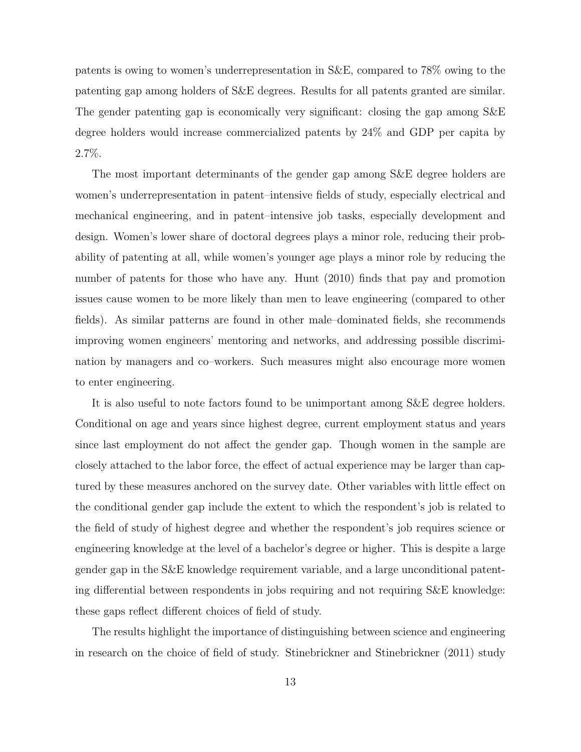patents is owing to women's underrepresentation in S&E, compared to 78% owing to the patenting gap among holders of S&E degrees. Results for all patents granted are similar. The gender patenting gap is economically very significant: closing the gap among S&E degree holders would increase commercialized patents by 24% and GDP per capita by 2.7%.

The most important determinants of the gender gap among S&E degree holders are women's underrepresentation in patent–intensive fields of study, especially electrical and mechanical engineering, and in patent–intensive job tasks, especially development and design. Women's lower share of doctoral degrees plays a minor role, reducing their probability of patenting at all, while women's younger age plays a minor role by reducing the number of patents for those who have any. Hunt (2010) finds that pay and promotion issues cause women to be more likely than men to leave engineering (compared to other fields). As similar patterns are found in other male–dominated fields, she recommends improving women engineers' mentoring and networks, and addressing possible discrimination by managers and co–workers. Such measures might also encourage more women to enter engineering.

It is also useful to note factors found to be unimportant among S&E degree holders. Conditional on age and years since highest degree, current employment status and years since last employment do not affect the gender gap. Though women in the sample are closely attached to the labor force, the effect of actual experience may be larger than captured by these measures anchored on the survey date. Other variables with little effect on the conditional gender gap include the extent to which the respondent's job is related to the field of study of highest degree and whether the respondent's job requires science or engineering knowledge at the level of a bachelor's degree or higher. This is despite a large gender gap in the S&E knowledge requirement variable, and a large unconditional patenting differential between respondents in jobs requiring and not requiring S&E knowledge: these gaps reflect different choices of field of study.

The results highlight the importance of distinguishing between science and engineering in research on the choice of field of study. Stinebrickner and Stinebrickner (2011) study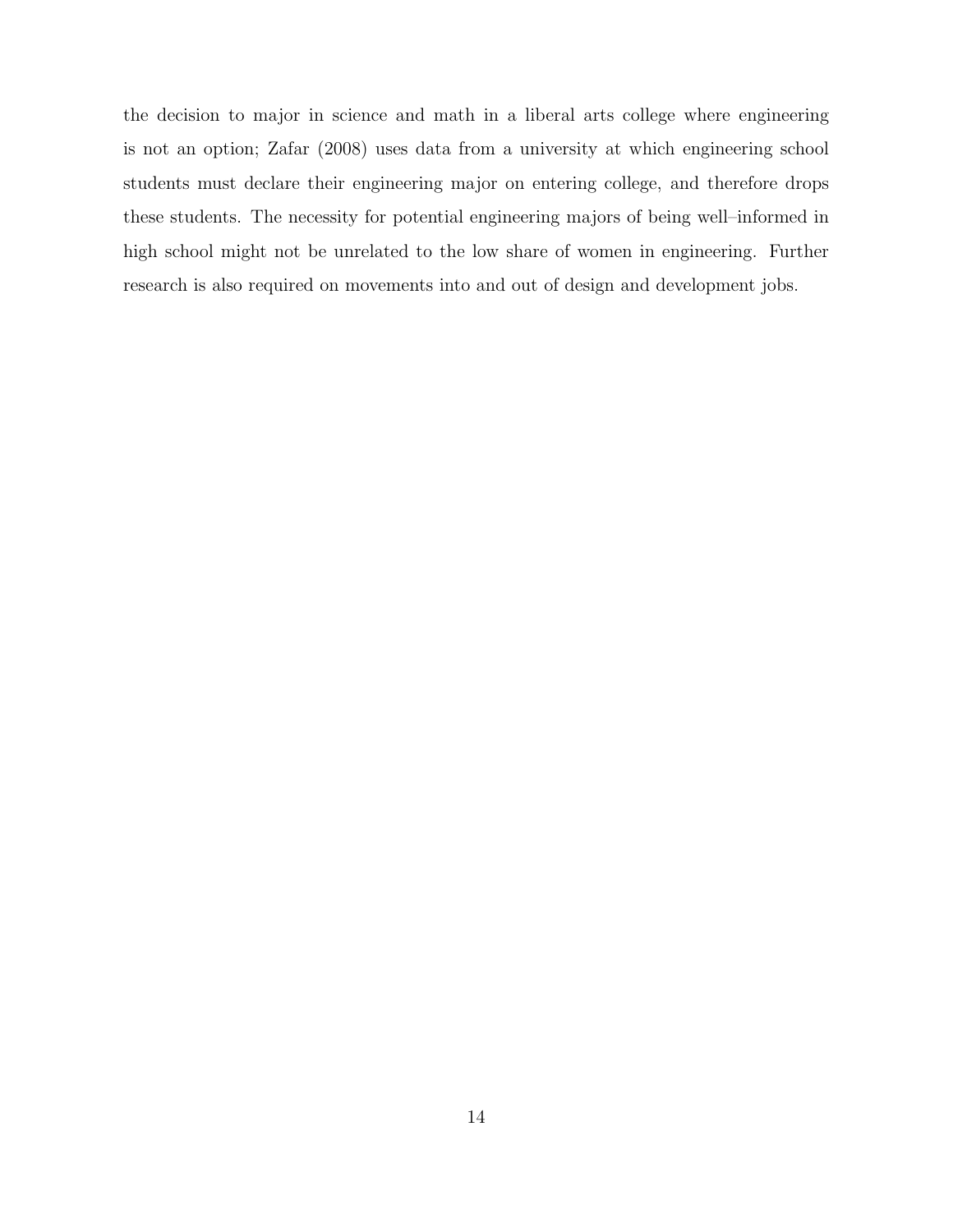the decision to major in science and math in a liberal arts college where engineering is not an option; Zafar (2008) uses data from a university at which engineering school students must declare their engineering major on entering college, and therefore drops these students. The necessity for potential engineering majors of being well–informed in high school might not be unrelated to the low share of women in engineering. Further research is also required on movements into and out of design and development jobs.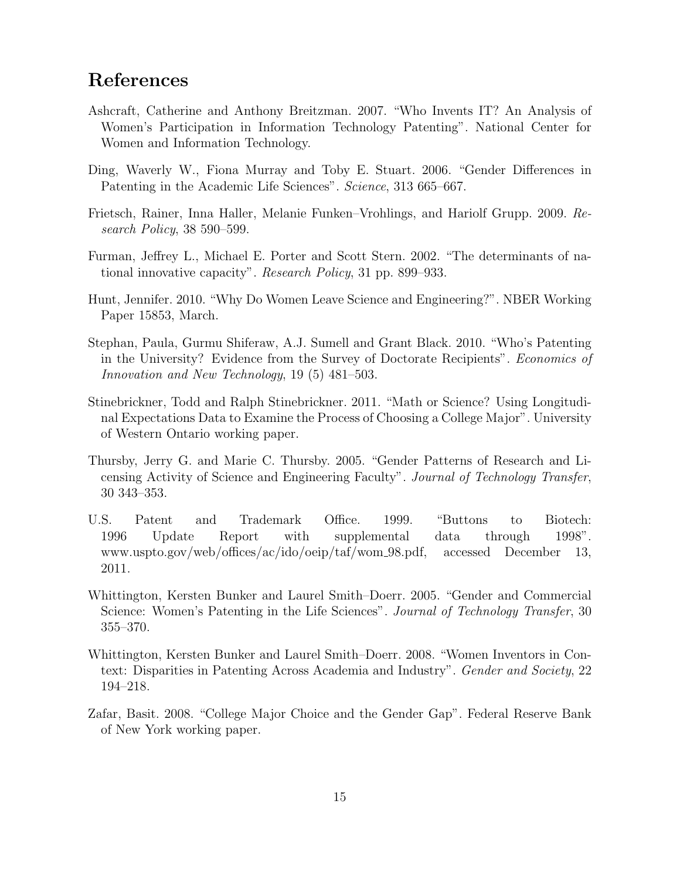# References

Ashcraft, Catherine and Anthony Breitzman. 2007. "Who Invents IT? An Analysis of Women's Participation in Information Technology Patenting". National Center for Women and Information Technology.

Ding, Waverly W., Fiona Murray and Toby E. Stuart. 2006. "Gender Differences in Patenting in the Academic Life Sciences". *Science*, 313 665–667.

Frietsch, Rainer, Inna Haller, Melanie Funken–Vrohlings, and Hariolf Grupp. 2009. *Research Policy*, 38 590–599.

Furman, Jeffrey L., Michael E. Porter and Scott Stern. 2002. "The determinants of national innovative capacity". *Research Policy*, 31 pp. 899–933.

Hunt, Jennifer. 2010. "Why Do Women Leave Science and Engineering?". NBER Working Paper 15853, March.

Stephan, Paula, Gurmu Shiferaw, A.J. Sumell and Grant Black. 2010. "Who's Patenting in the University? Evidence from the Survey of Doctorate Recipients". *Economics of Innovation and New Technology*, 19 (5) 481–503.

Stinebrickner, Todd and Ralph Stinebrickner. 2011. "Math or Science? Using Longitudinal Expectations Data to Examine the Process of Choosing a College Major". University of Western Ontario working paper.

Thursby, Jerry G. and Marie C. Thursby. 2005. "Gender Patterns of Research and Licensing Activity of Science and Engineering Faculty". *Journal of Technology Transfer*, 30 343–353.

U.S. Patent and Trademark Office. 1999. "Buttons to Biotech: 1996 Update Report with supplemental data through 1998". www.uspto.gov/web/offices/ac/ido/oeip/taf/wom_98.pdf, accessed December 13, 2011.

Whittington, Kersten Bunker and Laurel Smith–Doerr. 2005. "Gender and Commercial Science: Women's Patenting in the Life Sciences". *Journal of Technology Transfer*, 30 355–370.

Whittington, Kersten Bunker and Laurel Smith–Doerr. 2008. "Women Inventors in Context: Disparities in Patenting Across Academia and Industry". *Gender and Society*, 22 194–218.

Zafar, Basit. 2008. "College Major Choice and the Gender Gap". Federal Reserve Bank of New York working paper.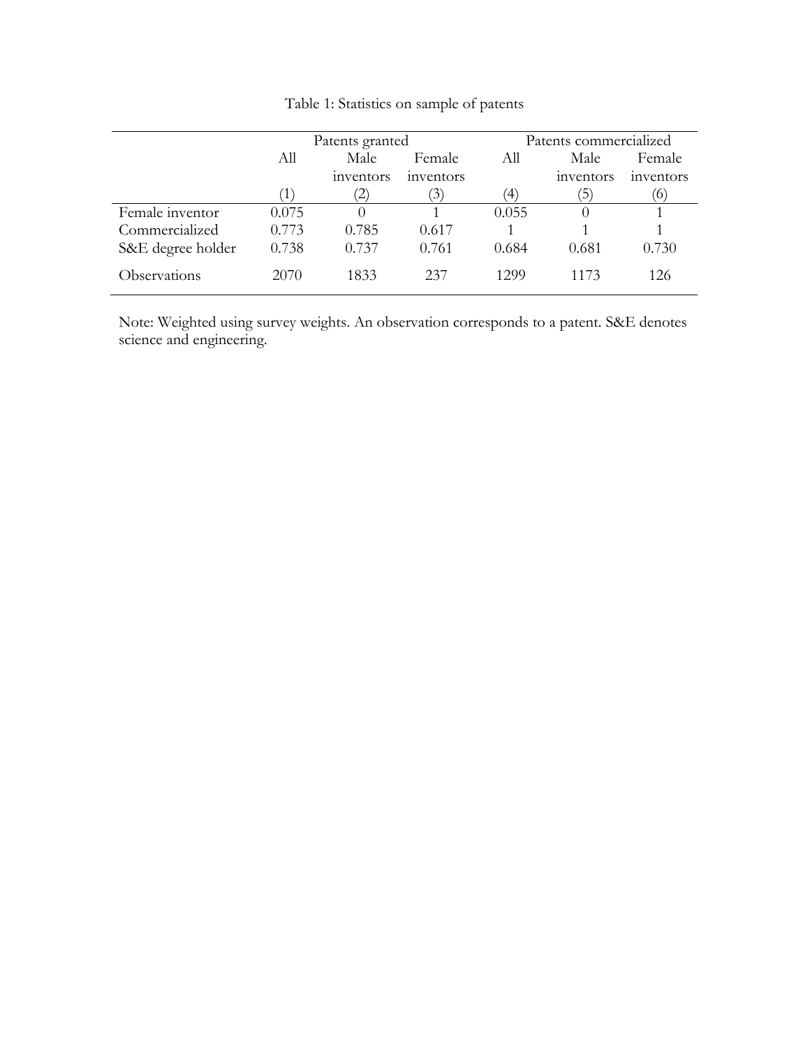Table 1: Statistics on sample of patents

| | Patents granted | | | Patents commercialized | | |
|---|---|---|---|---|---|---|
| | All | Male inventors | Female inventors | All | Male inventors | Female inventors |
| | (1) | (2) | (3) | (4) | (5) | (6) |
| Female inventor | 0.075 | 0 | 1 | 0.055 | 0 | 1 |
| Commercialized | 0.773 | 0.785 | 0.617 | 1 | 1 | 1 |
| S&E degree holder | 0.738 | 0.737 | 0.761 | 0.684 | 0.681 | 0.730 |
| Observations | 2070 | 1833 | 237 | 1299 | 1173 | 126 |

Note: Weighted using survey weights. An observation corresponds to a patent. S&E denotes science and engineering.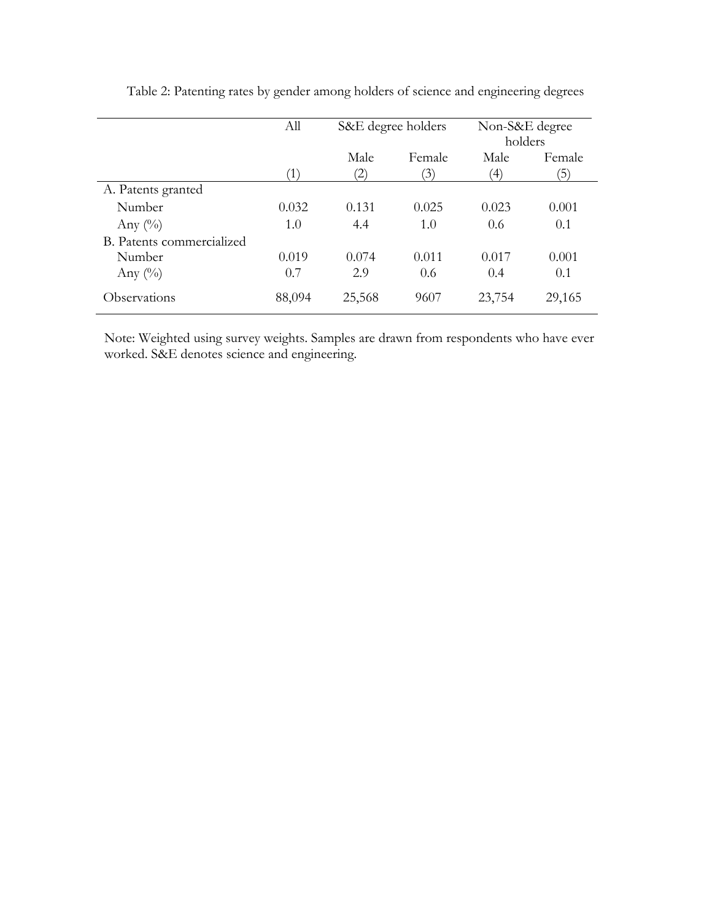Table 2: Patenting rates by gender among holders of science and engineering degrees

| | All | S&E degree holders | | Non-S&E degree holders | |
|---|---|---|---|---|---|
| | | Male | Female | Male | Female |
| | (1) | (2) | (3) | (4) | (5) |
| A. Patents granted | | | | | |
| Number | 0.032 | 0.131 | 0.025 | 0.023 | 0.001 |
| Any (%) | 1.0 | 4.4 | 1.0 | 0.6 | 0.1 |
| B. Patents commercialized | | | | | |
| Number | 0.019 | 0.074 | 0.011 | 0.017 | 0.001 |
| Any (%) | 0.7 | 2.9 | 0.6 | 0.4 | 0.1 |
| Observations | 88,094 | 25,568 | 9607 | 23,754 | 29,165 |

Note: Weighted using survey weights. Samples are drawn from respondents who have ever worked. S&E denotes science and engineering.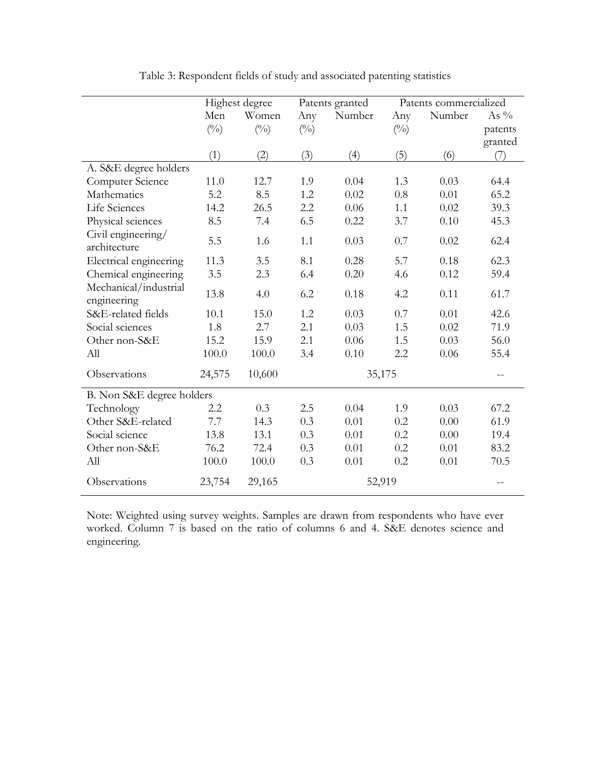Table 3: Respondent fields of study and associated patenting statistics

| | Highest degree | | Patents granted | | Patents commercialized | | |
|---|---|---|---|---|---|---|---|
| | Men (%) | Women (%) | Any (%) | Number | Any (%) | Number | As % patents granted |
| | (1) | (2) | (3) | (4) | (5) | (6) | (7) |
| A. S&E degree holders | | | | | | | |
| Computer Science | 11.0 | 12.7 | 1.9 | 0.04 | 1.3 | 0.03 | 64.4 |
| Mathematics | 5.2 | 8.5 | 1.2 | 0.02 | 0.8 | 0.01 | 65.2 |
| Life Sciences | 14.2 | 26.5 | 2.2 | 0.06 | 1.1 | 0.02 | 39.3 |
| Physical sciences | 8.5 | 7.4 | 6.5 | 0.22 | 3.7 | 0.10 | 45.3 |
| Civil engineering/ architecture | 5.5 | 1.6 | 1.1 | 0.03 | 0.7 | 0.02 | 62.4 |
| Electrical engineering | 11.3 | 3.5 | 8.1 | 0.28 | 5.7 | 0.18 | 62.3 |
| Chemical engineering | 3.5 | 2.3 | 6.4 | 0.20 | 4.6 | 0.12 | 59.4 |
| Mechanical/industrial engineering | 13.8 | 4.0 | 6.2 | 0.18 | 4.2 | 0.11 | 61.7 |
| S&E-related fields | 10.1 | 15.0 | 1.2 | 0.03 | 0.7 | 0.01 | 42.6 |
| Social sciences | 1.8 | 2.7 | 2.1 | 0.03 | 1.5 | 0.02 | 71.9 |
| Other non-S&E | 15.2 | 15.9 | 2.1 | 0.06 | 1.5 | 0.03 | 56.0 |
| All | 100.0 | 100.0 | 3.4 | 0.10 | 2.2 | 0.06 | 55.4 |
| Observations | 24,575 | 10,600 | | 35,175 | | | -- |
| B. Non S&E degree holders | | | | | | | |
| Technology | 2.2 | 0.3 | 2.5 | 0.04 | 1.9 | 0.03 | 67.2 |
| Other S&E-related | 7.7 | 14.3 | 0.3 | 0.01 | 0.2 | 0.00 | 61.9 |
| Social science | 13.8 | 13.1 | 0.3 | 0.01 | 0.2 | 0.00 | 19.4 |
| Other non-S&E | 76.2 | 72.4 | 0.3 | 0.01 | 0.2 | 0.01 | 83.2 |
| All | 100.0 | 100.0 | 0.3 | 0.01 | 0.2 | 0.01 | 70.5 |
| Observations | 23,754 | 29,165 | | 52,919 | | | -- |

Note: Weighted using survey weights. Samples are drawn from respondents who have ever worked. Column 7 is based on the ratio of columns 6 and 4. S&E denotes science and engineering.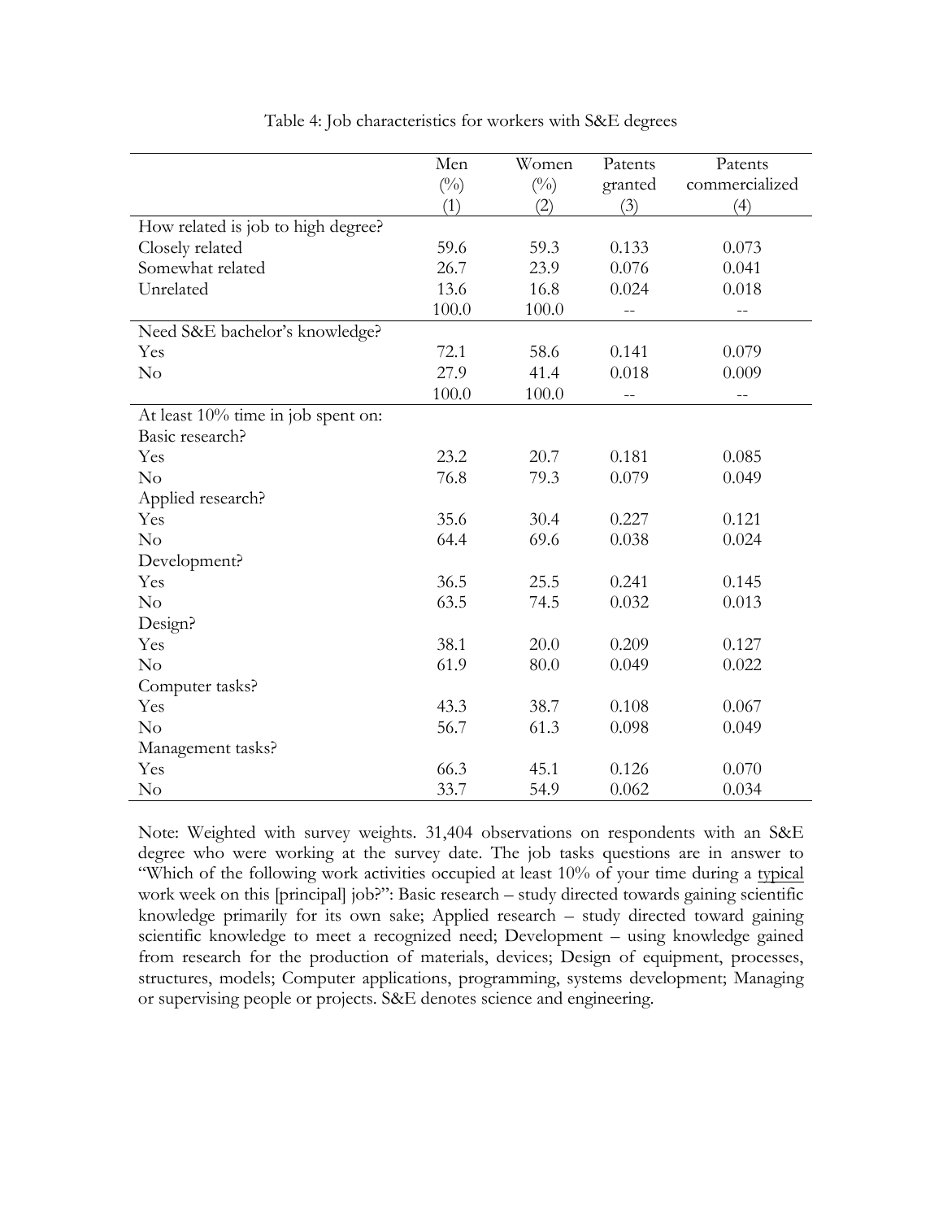Table 4: Job characteristics for workers with S&E degrees

| | Men (%) (1) | Women (%) (2) | Patents granted (3) | Patents commercialized (4) |
|---|---|---|---|---|
| How related is job to high degree? | | | | |
| Closely related | 59.6 | 59.3 | 0.133 | 0.073 |
| Somewhat related | 26.7 | 23.9 | 0.076 | 0.041 |
| Unrelated | 13.6 | 16.8 | 0.024 | 0.018 |
| | 100.0 | 100.0 | -- | -- |
| Need S&E bachelor's knowledge? | | | | |
| Yes | 72.1 | 58.6 | 0.141 | 0.079 |
| No | 27.9 | 41.4 | 0.018 | 0.009 |
| | 100.0 | 100.0 | -- | -- |
| At least 10% time in job spent on: | | | | |
| Basic research? | | | | |
| Yes | 23.2 | 20.7 | 0.181 | 0.085 |
| No | 76.8 | 79.3 | 0.079 | 0.049 |
| Applied research? | | | | |
| Yes | 35.6 | 30.4 | 0.227 | 0.121 |
| No | 64.4 | 69.6 | 0.038 | 0.024 |
| Development? | | | | |
| Yes | 36.5 | 25.5 | 0.241 | 0.145 |
| No | 63.5 | 74.5 | 0.032 | 0.013 |
| Design? | | | | |
| Yes | 38.1 | 20.0 | 0.209 | 0.127 |
| No | 61.9 | 80.0 | 0.049 | 0.022 |
| Computer tasks? | | | | |
| Yes | 43.3 | 38.7 | 0.108 | 0.067 |
| No | 56.7 | 61.3 | 0.098 | 0.049 |
| Management tasks? | | | | |
| Yes | 66.3 | 45.1 | 0.126 | 0.070 |
| No | 33.7 | 54.9 | 0.062 | 0.034 |

Note: Weighted with survey weights. 31,404 observations on respondents with an S&E degree who were working at the survey date. The job tasks questions are in answer to "Which of the following work activities occupied at least 10% of your time during a typical work week on this [principal] job?": Basic research – study directed towards gaining scientific knowledge primarily for its own sake; Applied research – study directed toward gaining scientific knowledge to meet a recognized need; Development – using knowledge gained from research for the production of materials, devices; Design of equipment, processes, structures, models; Computer applications, programming, systems development; Managing or supervising people or projects. S&E denotes science and engineering.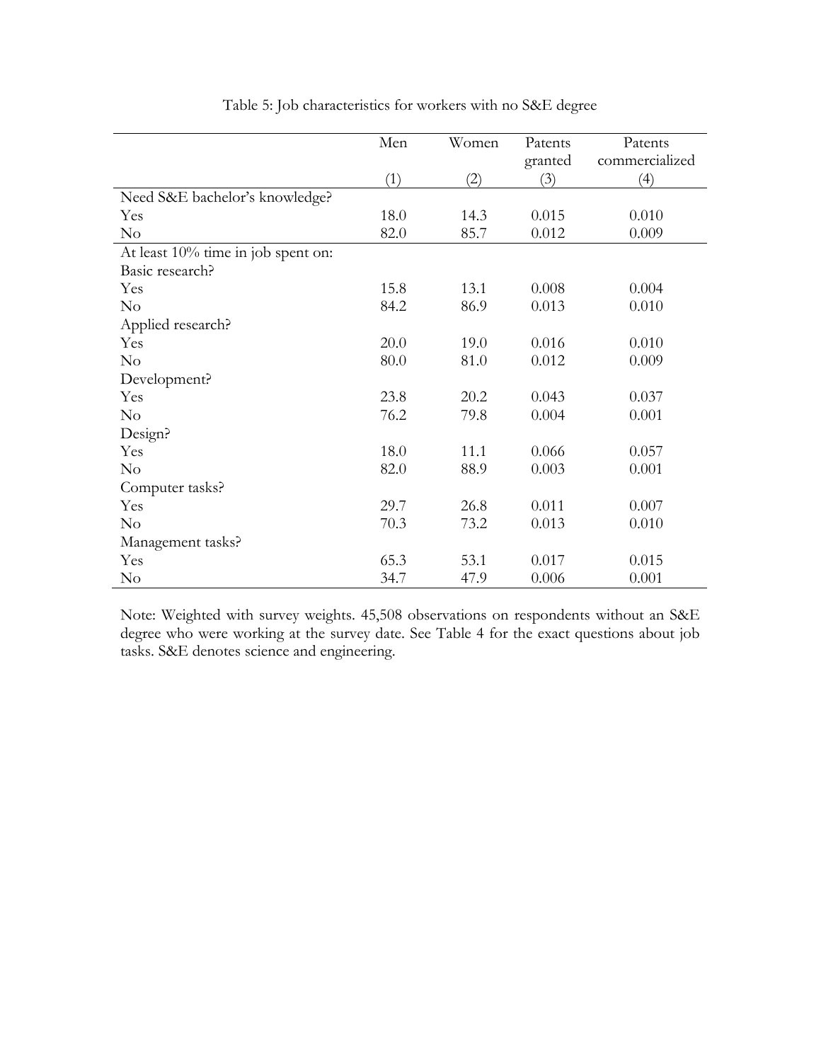Table 5: Job characteristics for workers with no S&E degree

| | Men | Women | Patents granted | Patents commercialized |
|---|---|---|---|---|
| | (1) | (2) | (3) | (4) |
| Need S&E bachelor's knowledge? | | | | |
| Yes | 18.0 | 14.3 | 0.015 | 0.010 |
| No | 82.0 | 85.7 | 0.012 | 0.009 |
| At least 10% time in job spent on: | | | | |
| Basic research? | | | | |
| Yes | 15.8 | 13.1 | 0.008 | 0.004 |
| No | 84.2 | 86.9 | 0.013 | 0.010 |
| Applied research? | | | | |
| Yes | 20.0 | 19.0 | 0.016 | 0.010 |
| No | 80.0 | 81.0 | 0.012 | 0.009 |
| Development? | | | | |
| Yes | 23.8 | 20.2 | 0.043 | 0.037 |
| No | 76.2 | 79.8 | 0.004 | 0.001 |
| Design? | | | | |
| Yes | 18.0 | 11.1 | 0.066 | 0.057 |
| No | 82.0 | 88.9 | 0.003 | 0.001 |
| Computer tasks? | | | | |
| Yes | 29.7 | 26.8 | 0.011 | 0.007 |
| No | 70.3 | 73.2 | 0.013 | 0.010 |
| Management tasks? | | | | |
| Yes | 65.3 | 53.1 | 0.017 | 0.015 |
| No | 34.7 | 47.9 | 0.006 | 0.001 |

Note: Weighted with survey weights. 45,508 observations on respondents without an S&E degree who were working at the survey date. See Table 4 for the exact questions about job tasks. S&E denotes science and engineering.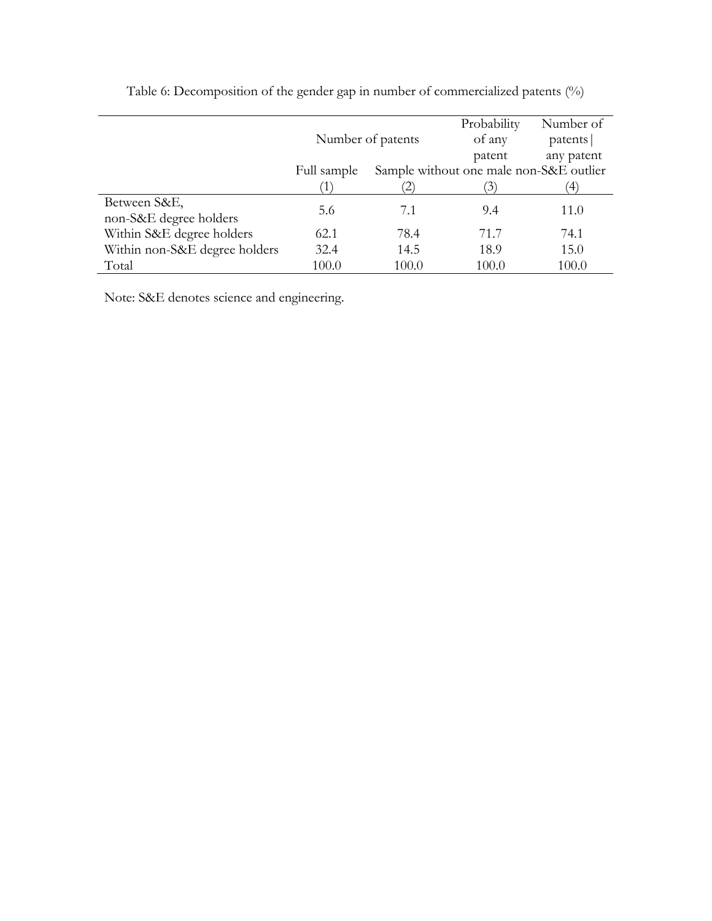Table 6: Decomposition of the gender gap in number of commercialized patents (%)

| | Number of patents | | Probability of any patent | Number of patents\| any patent |
|---|---|---|---|---|
| | Full sample | Sample without one male non-S&E outlier | | |
| | (1) | (2) | (3) | (4) |
| Between S&E, non-S&E degree holders | 5.6 | 7.1 | 9.4 | 11.0 |
| Within S&E degree holders | 62.1 | 78.4 | 71.7 | 74.1 |
| Within non-S&E degree holders | 32.4 | 14.5 | 18.9 | 15.0 |
| Total | 100.0 | 100.0 | 100.0 | 100.0 |

Note: S&E denotes science and engineering.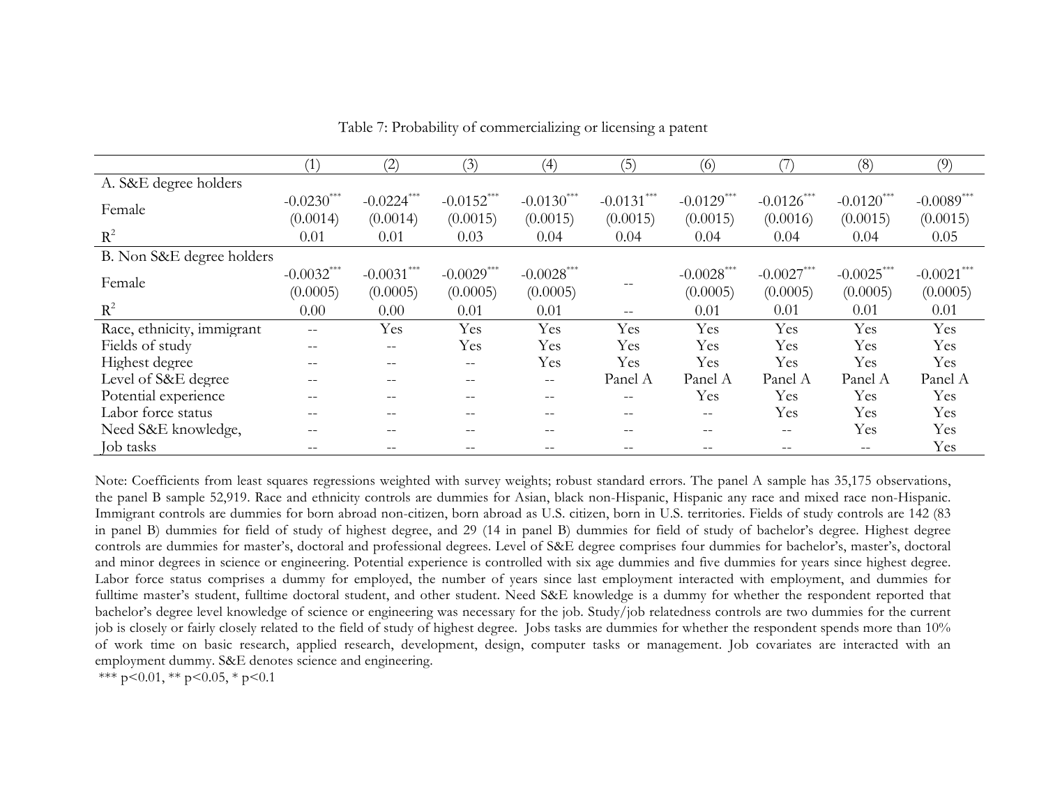Table 7: Probability of commercializing or licensing a patent

| | (1) | (2) | (3) | (4) | (5) | (6) | (7) | (8) | (9) |
|---|---|---|---|---|---|---|---|---|---|
| A. S&E degree holders | | | | | | | | | |
| Female | -0.0230*** | -0.0224*** | -0.0152*** | -0.0130*** | -0.0131*** | -0.0129*** | -0.0126*** | -0.0120*** | -0.0089*** |
| | (0.0014) | (0.0014) | (0.0015) | (0.0015) | (0.0015) | (0.0015) | (0.0016) | (0.0015) | (0.0015) |
| $R^2$ | 0.01 | 0.01 | 0.03 | 0.04 | 0.04 | 0.04 | 0.04 | 0.04 | 0.05 |
| B. Non S&E degree holders | | | | | | | | | |
| Female | -0.0032*** | -0.0031*** | -0.0029*** | -0.0028*** | -- | -0.0028*** | -0.0027*** | -0.0025*** | -0.0021*** |
| | (0.0005) | (0.0005) | (0.0005) | (0.0005) | | (0.0005) | (0.0005) | (0.0005) | (0.0005) |
| $R^2$ | 0.00 | 0.00 | 0.01 | 0.01 | -- | 0.01 | 0.01 | 0.01 | 0.01 |
| Race, ethnicity, immigrant | -- | Yes | Yes | Yes | Yes | Yes | Yes | Yes | Yes |
| Fields of study | -- | -- | Yes | Yes | Yes | Yes | Yes | Yes | Yes |
| Highest degree | -- | -- | -- | Yes | Yes | Yes | Yes | Yes | Yes |
| Level of S&E degree | -- | -- | -- | -- | Panel A | Panel A | Panel A | Panel A | Panel A |
| Potential experience | -- | -- | -- | -- | -- | Yes | Yes | Yes | Yes |
| Labor force status | -- | -- | -- | -- | -- | -- | Yes | Yes | Yes |
| Need S&E knowledge, | -- | -- | -- | -- | -- | -- | -- | Yes | Yes |
| Job tasks | -- | -- | -- | -- | -- | -- | -- | -- | Yes |

Note: Coefficients from least squares regressions weighted with survey weights; robust standard errors. The panel A sample has 35,175 observations, the panel B sample 52,919. Race and ethnicity controls are dummies for Asian, black non-Hispanic, Hispanic any race and mixed race non-Hispanic. Immigrant controls are dummies for born abroad non-citizen, born abroad as U.S. citizen, born in U.S. territories. Fields of study controls are 142 (83 in panel B) dummies for field of study of highest degree, and 29 (14 in panel B) dummies for field of study of bachelor's degree. Highest degree controls are dummies for master's, doctoral and professional degrees. Level of S&E degree comprises four dummies for bachelor's, master's, doctoral and minor degrees in science or engineering. Potential experience is controlled with six age dummies and five dummies for years since highest degree. Labor force status comprises a dummy for employed, the number of years since last employment interacted with employment, and dummies for fulltime master's student, fulltime doctoral student, and other student. Need S&E knowledge is a dummy for whether the respondent reported that bachelor's degree level knowledge of science or engineering was necessary for the job. Study/job relatedness controls are two dummies for the current job is closely or fairly closely related to the field of study of highest degree. Jobs tasks are dummies for whether the respondent spends more than 10% of work time on basic research, applied research, development, design, computer tasks or management. Job covariates are interacted with an employment dummy. S&E denotes science and engineering.

*** p<0.01, ** p<0.05, * p<0.1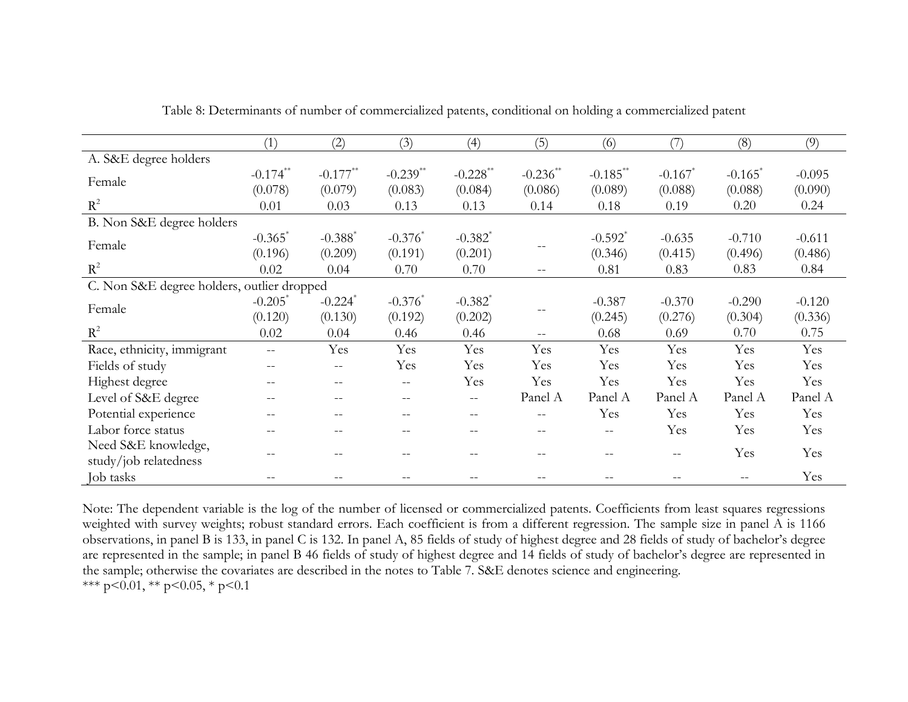Table 8: Determinants of number of commercialized patents, conditional on holding a commercialized patent

| | (1) | (2) | (3) | (4) | (5) | (6) | (7) | (8) | (9) |
|---|---|---|---|---|---|---|---|---|---|
| A. S&E degree holders | | | | | | | | | |
| Female | -0.174** | -0.177** | -0.239** | -0.228** | -0.236** | -0.185** | -0.167* | -0.165* | -0.095 |
| | (0.078) | (0.079) | (0.083) | (0.084) | (0.086) | (0.089) | (0.088) | (0.088) | (0.090) |
| $R^2$ | 0.01 | 0.03 | 0.13 | 0.13 | 0.14 | 0.18 | 0.19 | 0.20 | 0.24 |
| B. Non S&E degree holders | | | | | | | | | |
| Female | -0.365* | -0.388* | -0.376* | -0.382* | -- | -0.592* | -0.635 | -0.710 | -0.611 |
| | (0.196) | (0.209) | (0.191) | (0.201) | | (0.346) | (0.415) | (0.496) | (0.486) |
| $R^2$ | 0.02 | 0.04 | 0.70 | 0.70 | -- | 0.81 | 0.83 | 0.83 | 0.84 |
| C. Non S&E degree holders, outlier dropped | | | | | | | | | |
| Female | -0.205* | -0.224* | -0.376* | -0.382* | -- | -0.387 | -0.370 | -0.290 | -0.120 |
| | (0.120) | (0.130) | (0.192) | (0.202) | | (0.245) | (0.276) | (0.304) | (0.336) |
| $R^2$ | 0.02 | 0.04 | 0.46 | 0.46 | -- | 0.68 | 0.69 | 0.70 | 0.75 |
| Race, ethnicity, immigrant | -- | Yes | Yes | Yes | Yes | Yes | Yes | Yes | Yes |
| Fields of study | -- | -- | Yes | Yes | Yes | Yes | Yes | Yes | Yes |
| Highest degree | -- | -- | -- | Yes | Yes | Yes | Yes | Yes | Yes |
| Level of S&E degree | -- | -- | -- | -- | Panel A | Panel A | Panel A | Panel A | Panel A |
| Potential experience | -- | -- | -- | -- | -- | Yes | Yes | Yes | Yes |
| Labor force status | -- | -- | -- | -- | -- | -- | Yes | Yes | Yes |
| Need S&E knowledge, study/job relatedness | -- | -- | -- | -- | -- | -- | -- | Yes | Yes |
| Job tasks | -- | -- | -- | -- | -- | -- | -- | -- | Yes |

Note: The dependent variable is the log of the number of licensed or commercialized patents. Coefficients from least squares regressions weighted with survey weights; robust standard errors. Each coefficient is from a different regression. The sample size in panel A is 1166 observations, in panel B is 133, in panel C is 132. In panel A, 85 fields of study of highest degree and 28 fields of study of bachelor's degree are represented in the sample; in panel B 46 fields of study of highest degree and 14 fields of study of bachelor's degree are represented in the sample; otherwise the covariates are described in the notes to Table 7. S&E denotes science and engineering.
*** p<0.01, ** p<0.05, * p<0.1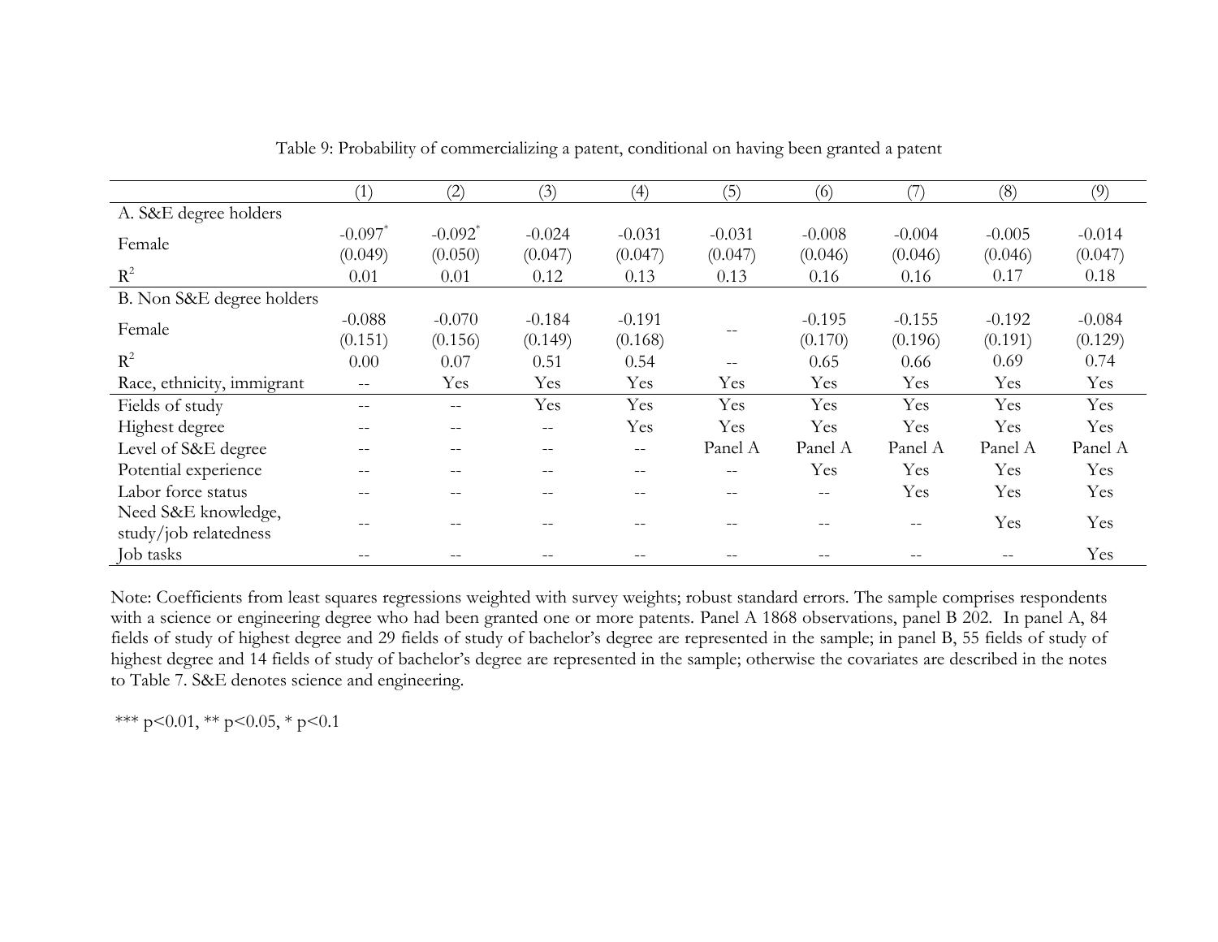Table 9: Probability of commercializing a patent, conditional on having been granted a patent

| | (1) | (2) | (3) | (4) | (5) | (6) | (7) | (8) | (9) |
|---|---|---|---|---|---|---|---|---|---|
| A. S&E degree holders | | | | | | | | | |
| Female | -0.097* | -0.092* | -0.024 | -0.031 | -0.031 | -0.008 | -0.004 | -0.005 | -0.014 |
| | (0.049) | (0.050) | (0.047) | (0.047) | (0.047) | (0.046) | (0.046) | (0.046) | (0.047) |
| $R^2$ | 0.01 | 0.01 | 0.12 | 0.13 | 0.13 | 0.16 | 0.16 | 0.17 | 0.18 |
| B. Non S&E degree holders | | | | | | | | | |
| Female | -0.088 | -0.070 | -0.184 | -0.191 | -- | -0.195 | -0.155 | -0.192 | -0.084 |
| | (0.151) | (0.156) | (0.149) | (0.168) | | (0.170) | (0.196) | (0.191) | (0.129) |
| $R^2$ | 0.00 | 0.07 | 0.51 | 0.54 | -- | 0.65 | 0.66 | 0.69 | 0.74 |
| Race, ethnicity, immigrant | -- | Yes | Yes | Yes | Yes | Yes | Yes | Yes | Yes |
| Fields of study | -- | -- | Yes | Yes | Yes | Yes | Yes | Yes | Yes |
| Highest degree | -- | -- | -- | Yes | Yes | Yes | Yes | Yes | Yes |
| Level of S&E degree | -- | -- | -- | -- | Panel A | Panel A | Panel A | Panel A | Panel A |
| Potential experience | -- | -- | -- | -- | -- | Yes | Yes | Yes | Yes |
| Labor force status | -- | -- | -- | -- | -- | -- | Yes | Yes | Yes |
| Need S&E knowledge, study/job relatedness | -- | -- | -- | -- | -- | -- | -- | Yes | Yes |
| Job tasks | -- | -- | -- | -- | -- | -- | -- | -- | Yes |

Note: Coefficients from least squares regressions weighted with survey weights; robust standard errors. The sample comprises respondents with a science or engineering degree who had been granted one or more patents. Panel A 1868 observations, panel B 202. In panel A, 84 fields of study of highest degree and 29 fields of study of bachelor's degree are represented in the sample; in panel B, 55 fields of study of highest degree and 14 fields of study of bachelor's degree are represented in the sample; otherwise the covariates are described in the notes to Table 7. S&E denotes science and engineering.

*** $p<0.01$, ** $p<0.05$, * $p<0.1$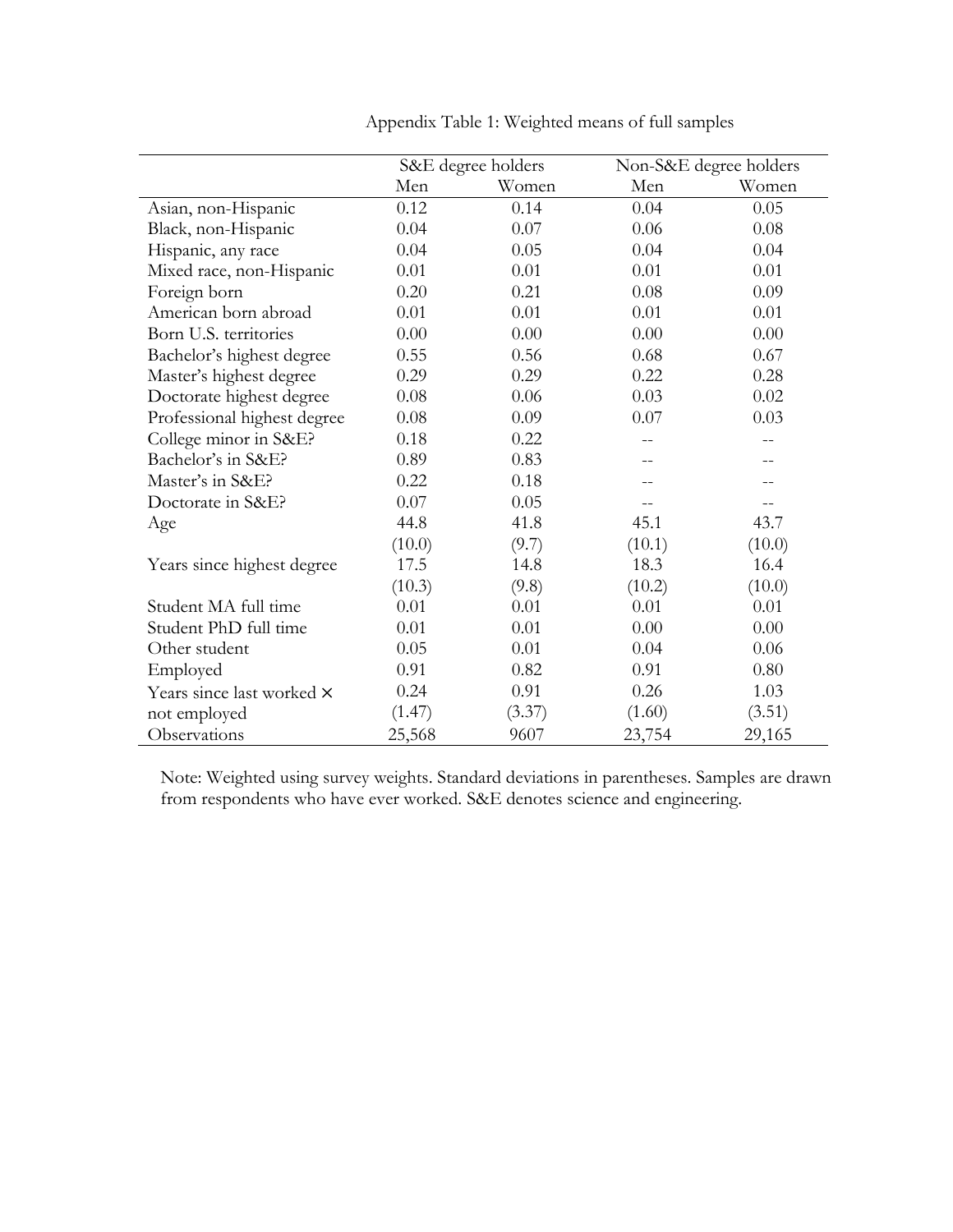Appendix Table 1: Weighted means of full samples

| | S&E degree holders | | Non-S&E degree holders | |
|---|---|---|---|---|
| | Men | Women | Men | Women |
| Asian, non-Hispanic | 0.12 | 0.14 | 0.04 | 0.05 |
| Black, non-Hispanic | 0.04 | 0.07 | 0.06 | 0.08 |
| Hispanic, any race | 0.04 | 0.05 | 0.04 | 0.04 |
| Mixed race, non-Hispanic | 0.01 | 0.01 | 0.01 | 0.01 |
| Foreign born | 0.20 | 0.21 | 0.08 | 0.09 |
| American born abroad | 0.01 | 0.01 | 0.01 | 0.01 |
| Born U.S. territories | 0.00 | 0.00 | 0.00 | 0.00 |
| Bachelor's highest degree | 0.55 | 0.56 | 0.68 | 0.67 |
| Master's highest degree | 0.29 | 0.29 | 0.22 | 0.28 |
| Doctorate highest degree | 0.08 | 0.06 | 0.03 | 0.02 |
| Professional highest degree | 0.08 | 0.09 | 0.07 | 0.03 |
| College minor in S&E? | 0.18 | 0.22 | -- | -- |
| Bachelor's in S&E? | 0.89 | 0.83 | -- | -- |
| Master's in S&E? | 0.22 | 0.18 | -- | -- |
| Doctorate in S&E? | 0.07 | 0.05 | -- | -- |
| Age | 44.8 | 41.8 | 45.1 | 43.7 |
| | (10.0) | (9.7) | (10.1) | (10.0) |
| Years since highest degree | 17.5 | 14.8 | 18.3 | 16.4 |
| | (10.3) | (9.8) | (10.2) | (10.0) |
| Student MA full time | 0.01 | 0.01 | 0.01 | 0.01 |
| Student PhD full time | 0.01 | 0.01 | 0.00 | 0.00 |
| Other student | 0.05 | 0.01 | 0.04 | 0.06 |
| Employed | 0.91 | 0.82 | 0.91 | 0.80 |
| Years since last worked × | 0.24 | 0.91 | 0.26 | 1.03 |
| not employed | (1.47) | (3.37) | (1.60) | (3.51) |
| Observations | 25,568 | 9607 | 23,754 | 29,165 |

Note: Weighted using survey weights. Standard deviations in parentheses. Samples are drawn from respondents who have ever worked. S&E denotes science and engineering.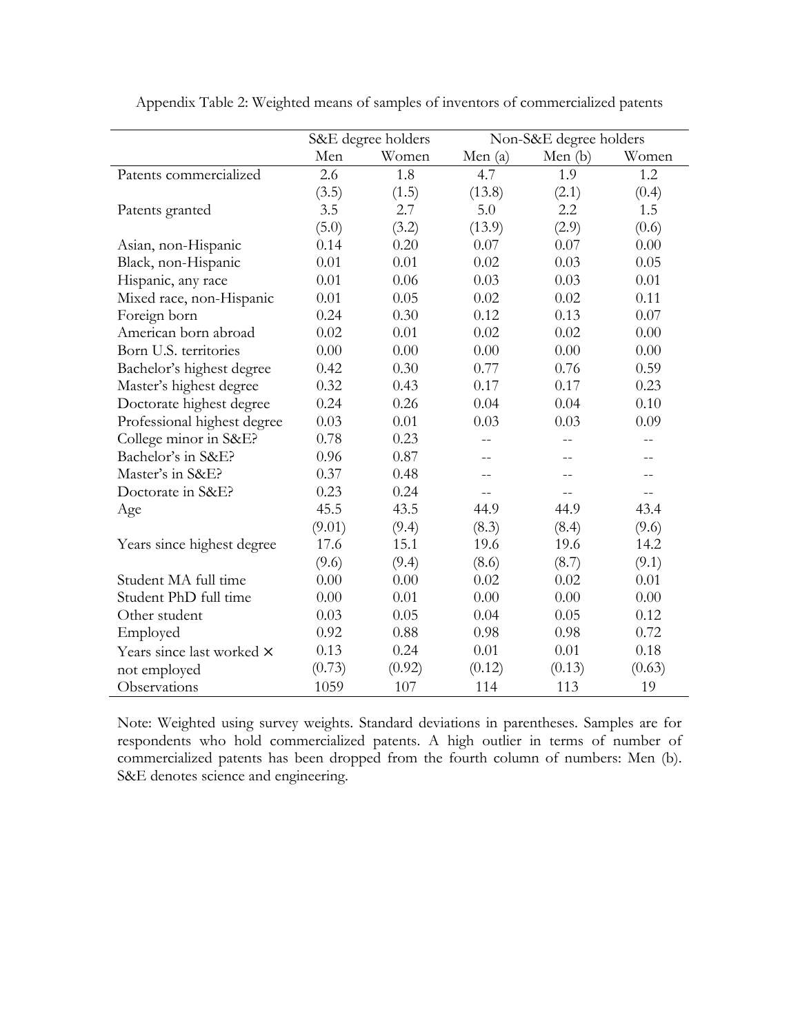Appendix Table 2: Weighted means of samples of inventors of commercialized patents

| | S&E degree holders | | Non-S&E degree holders | | |
|---|---|---|---|---|---|
| | Men | Women | Men (a) | Men (b) | Women |
| Patents commercialized | 2.6 | 1.8 | 4.7 | 1.9 | 1.2 |
| | (3.5) | (1.5) | (13.8) | (2.1) | (0.4) |
| Patents granted | 3.5 | 2.7 | 5.0 | 2.2 | 1.5 |
| | (5.0) | (3.2) | (13.9) | (2.9) | (0.6) |
| Asian, non-Hispanic | 0.14 | 0.20 | 0.07 | 0.07 | 0.00 |
| Black, non-Hispanic | 0.01 | 0.01 | 0.02 | 0.03 | 0.05 |
| Hispanic, any race | 0.01 | 0.06 | 0.03 | 0.03 | 0.01 |
| Mixed race, non-Hispanic | 0.01 | 0.05 | 0.02 | 0.02 | 0.11 |
| Foreign born | 0.24 | 0.30 | 0.12 | 0.13 | 0.07 |
| American born abroad | 0.02 | 0.01 | 0.02 | 0.02 | 0.00 |
| Born U.S. territories | 0.00 | 0.00 | 0.00 | 0.00 | 0.00 |
| Bachelor's highest degree | 0.42 | 0.30 | 0.77 | 0.76 | 0.59 |
| Master's highest degree | 0.32 | 0.43 | 0.17 | 0.17 | 0.23 |
| Doctorate highest degree | 0.24 | 0.26 | 0.04 | 0.04 | 0.10 |
| Professional highest degree | 0.03 | 0.01 | 0.03 | 0.03 | 0.09 |
| College minor in S&E? | 0.78 | 0.23 | -- | -- | -- |
| Bachelor's in S&E? | 0.96 | 0.87 | -- | -- | -- |
| Master's in S&E? | 0.37 | 0.48 | -- | -- | -- |
| Doctorate in S&E? | 0.23 | 0.24 | -- | -- | -- |
| Age | 45.5 | 43.5 | 44.9 | 44.9 | 43.4 |
| | (9.01) | (9.4) | (8.3) | (8.4) | (9.6) |
| Years since highest degree | 17.6 | 15.1 | 19.6 | 19.6 | 14.2 |
| | (9.6) | (9.4) | (8.6) | (8.7) | (9.1) |
| Student MA full time | 0.00 | 0.00 | 0.02 | 0.02 | 0.01 |
| Student PhD full time | 0.00 | 0.01 | 0.00 | 0.00 | 0.00 |
| Other student | 0.03 | 0.05 | 0.04 | 0.05 | 0.12 |
| Employed | 0.92 | 0.88 | 0.98 | 0.98 | 0.72 |
| Years since last worked × | 0.13 | 0.24 | 0.01 | 0.01 | 0.18 |
| not employed | (0.73) | (0.92) | (0.12) | (0.13) | (0.63) |
| Observations | 1059 | 107 | 114 | 113 | 19 |

Note: Weighted using survey weights. Standard deviations in parentheses. Samples are for respondents who hold commercialized patents. A high outlier in terms of number of commercialized patents has been dropped from the fourth column of numbers: Men (b). S&E denotes science and engineering.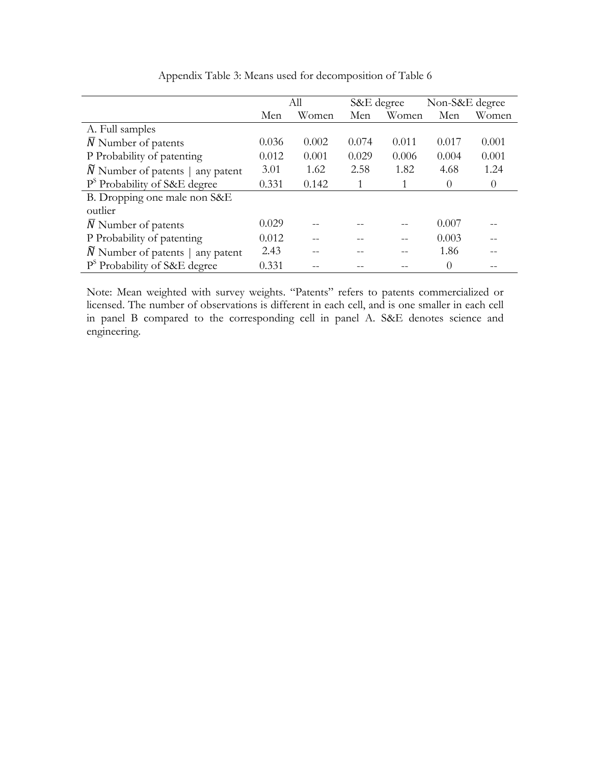Appendix Table 3: Means used for decomposition of Table 6

| | All | | S&E degree | | Non-S&E degree | |
|---|---|---|---|---|---|---|
| | Men | Women | Men | Women | Men | Women |
| A. Full samples | | | | | | |
| $\bar{N}$ Number of patents | 0.036 | 0.002 | 0.074 | 0.011 | 0.017 | 0.001 |
| P Probability of patenting | 0.012 | 0.001 | 0.029 | 0.006 | 0.004 | 0.001 |
| $\tilde{N}$ Number of patents \| any patent | 3.01 | 1.62 | 2.58 | 1.82 | 4.68 | 1.24 |
| $P^S$ Probability of S&E degree | 0.331 | 0.142 | 1 | 1 | 0 | 0 |
| B. Dropping one male non S&E outlier | | | | | | |
| $\bar{N}$ Number of patents | 0.029 | -- | -- | -- | 0.007 | -- |
| P Probability of patenting | 0.012 | -- | -- | -- | 0.003 | -- |
| $\tilde{N}$ Number of patents \| any patent | 2.43 | -- | -- | -- | 1.86 | -- |
| $P^S$ Probability of S&E degree | 0.331 | -- | -- | -- | 0 | -- |

Note: Mean weighted with survey weights. "Patents" refers to patents commercialized or licensed. The number of observations is different in each cell, and is one smaller in each cell in panel B compared to the corresponding cell in panel A. S&E denotes science and engineering.